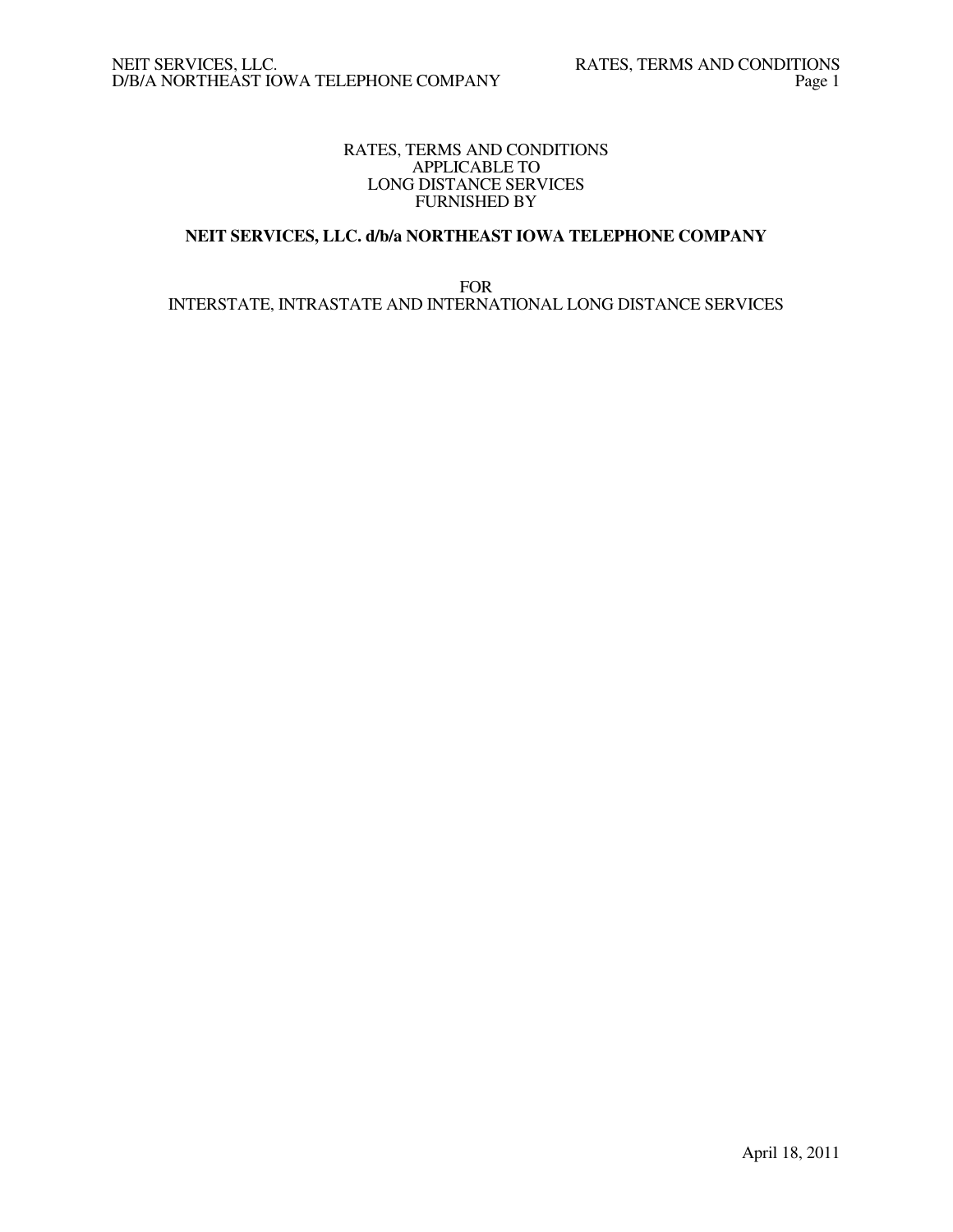RATES, TERMS AND CONDITIONS
APPLICABLE TO
LONG DISTANCE SERVICES
FURNISHED BY

**NEIT SERVICES, LLC. d/b/a NORTHEAST IOWA TELEPHONE COMPANY**

FOR
INTERSTATE, INTRASTATE AND INTERNATIONAL LONG DISTANCE SERVICES

April 18, 2011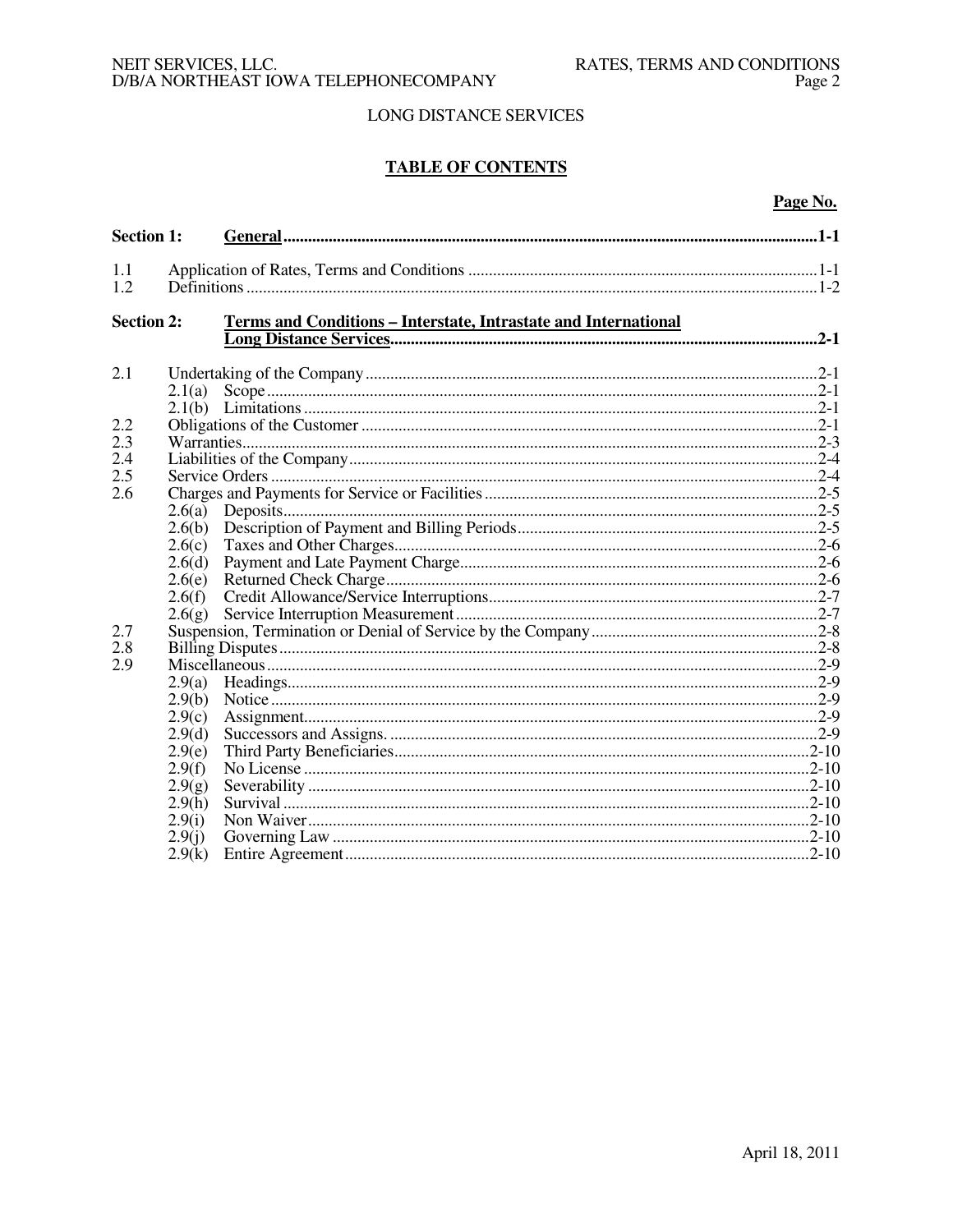LONG DISTANCE SERVICES

## TABLE OF CONTENTS

| | | Page No. |
|---|---|---|
| **Section 1:** | **General** | **1-1** |
| 1.1 | Application of Rates, Terms and Conditions | 1-1 |
| 1.2 | Definitions | 1-2 |
| **Section 2:** | **Terms and Conditions – Interstate, Intrastate and International Long Distance Services** | **2-1** |
| 2.1 | Undertaking of the Company | 2-1 |
| | 2.1(a) Scope | 2-1 |
| | 2.1(b) Limitations | 2-1 |
| 2.2 | Obligations of the Customer | 2-1 |
| 2.3 | Warranties | 2-3 |
| 2.4 | Liabilities of the Company | 2-4 |
| 2.5 | Service Orders | 2-4 |
| 2.6 | Charges and Payments for Service or Facilities | 2-5 |
| | 2.6(a) Deposits | 2-5 |
| | 2.6(b) Description of Payment and Billing Periods | 2-5 |
| | 2.6(c) Taxes and Other Charges | 2-6 |
| | 2.6(d) Payment and Late Payment Charge | 2-6 |
| | 2.6(e) Returned Check Charge | 2-6 |
| | 2.6(f) Credit Allowance/Service Interruptions | 2-7 |
| | 2.6(g) Service Interruption Measurement | 2-7 |
| 2.7 | Suspension, Termination or Denial of Service by the Company | 2-8 |
| 2.8 | Billing Disputes | 2-8 |
| 2.9 | Miscellaneous | 2-9 |
| | 2.9(a) Headings | 2-9 |
| | 2.9(b) Notice | 2-9 |
| | 2.9(c) Assignment | 2-9 |
| | 2.9(d) Successors and Assigns. | 2-9 |
| | 2.9(e) Third Party Beneficiaries | 2-10 |
| | 2.9(f) No License | 2-10 |
| | 2.9(g) Severability | 2-10 |
| | 2.9(h) Survival | 2-10 |
| | 2.9(i) Non Waiver | 2-10 |
| | 2.9(j) Governing Law | 2-10 |
| | 2.9(k) Entire Agreement | 2-10 |

April 18, 2011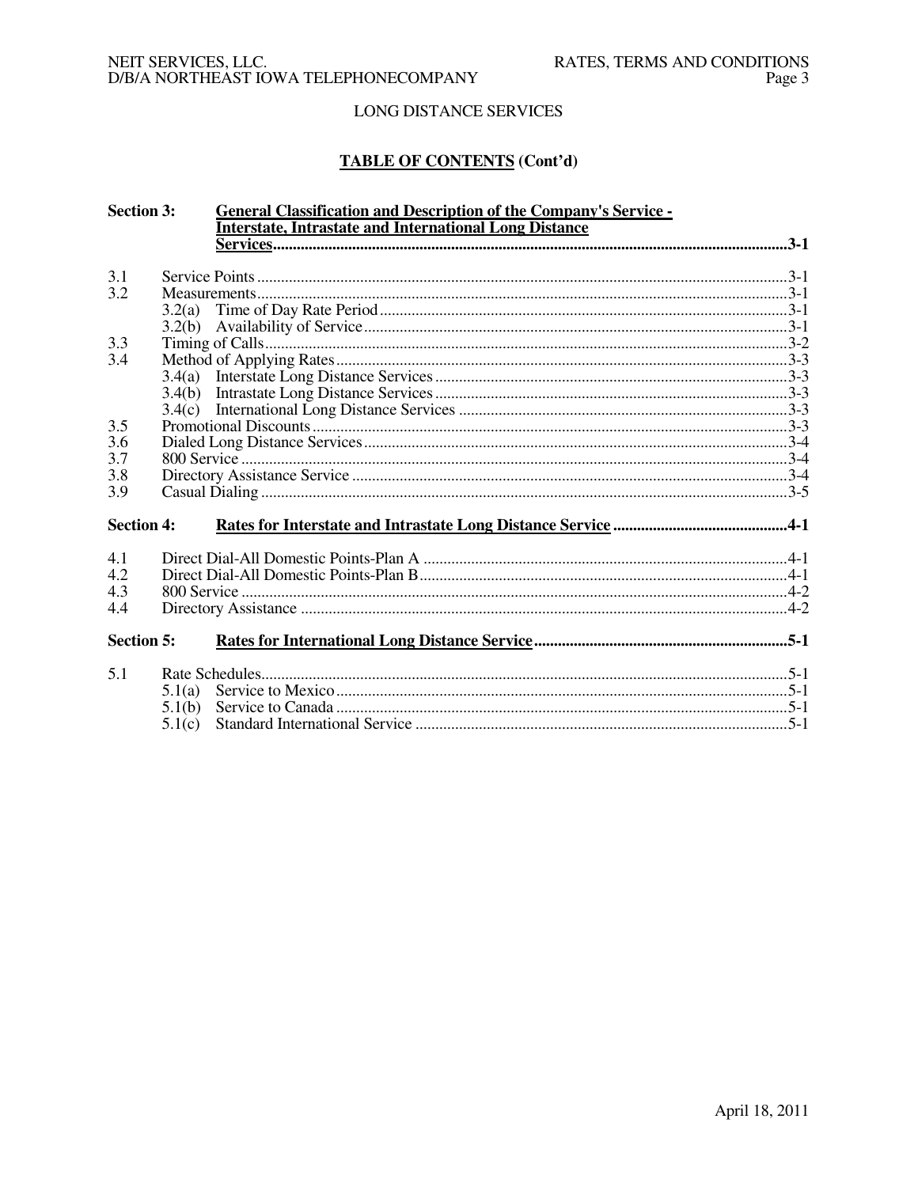LONG DISTANCE SERVICES

## TABLE OF CONTENTS (Cont'd)

| | | | |
|---|---|---|---|
| **Section 3:** | | **General Classification and Description of the Company's Service - Interstate, Intrastate and International Long Distance Services** | **3-1** |
| 3.1 | | Service Points | 3-1 |
| 3.2 | | Measurements | 3-1 |
| | 3.2(a) | Time of Day Rate Period | 3-1 |
| | 3.2(b) | Availability of Service | 3-1 |
| 3.3 | | Timing of Calls | 3-2 |
| 3.4 | | Method of Applying Rates | 3-3 |
| | 3.4(a) | Interstate Long Distance Services | 3-3 |
| | 3.4(b) | Intrastate Long Distance Services | 3-3 |
| | 3.4(c) | International Long Distance Services | 3-3 |
| 3.5 | | Promotional Discounts | 3-3 |
| 3.6 | | Dialed Long Distance Services | 3-4 |
| 3.7 | | 800 Service | 3-4 |
| 3.8 | | Directory Assistance Service | 3-4 |
| 3.9 | | Casual Dialing | 3-5 |
| **Section 4:** | | **Rates for Interstate and Intrastate Long Distance Service** | **4-1** |
| 4.1 | | Direct Dial-All Domestic Points-Plan A | 4-1 |
| 4.2 | | Direct Dial-All Domestic Points-Plan B | 4-1 |
| 4.3 | | 800 Service | 4-2 |
| 4.4 | | Directory Assistance | 4-2 |
| **Section 5:** | | **Rates for International Long Distance Service** | **5-1** |
| 5.1 | | Rate Schedules | 5-1 |
| | 5.1(a) | Service to Mexico | 5-1 |
| | 5.1(b) | Service to Canada | 5-1 |
| | 5.1(c) | Standard International Service | 5-1 |

April 18, 2011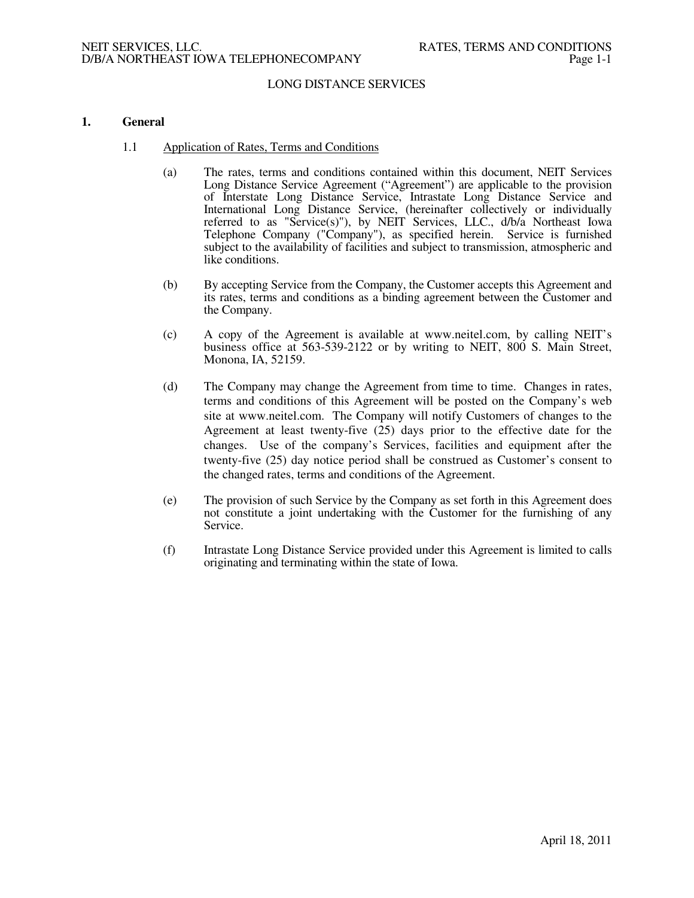LONG DISTANCE SERVICES

# 1. General

## 1.1 Application of Rates, Terms and Conditions

(a) The rates, terms and conditions contained within this document, NEIT Services Long Distance Service Agreement ("Agreement") are applicable to the provision of Interstate Long Distance Service, Intrastate Long Distance Service and International Long Distance Service, (hereinafter collectively or individually referred to as "Service(s)"), by NEIT Services, LLC., d/b/a Northeast Iowa Telephone Company ("Company"), as specified herein. Service is furnished subject to the availability of facilities and subject to transmission, atmospheric and like conditions.

(b) By accepting Service from the Company, the Customer accepts this Agreement and its rates, terms and conditions as a binding agreement between the Customer and the Company.

(c) A copy of the Agreement is available at www.neitel.com, by calling NEIT's business office at 563-539-2122 or by writing to NEIT, 800 S. Main Street, Monona, IA, 52159.

(d) The Company may change the Agreement from time to time. Changes in rates, terms and conditions of this Agreement will be posted on the Company's web site at www.neitel.com. The Company will notify Customers of changes to the Agreement at least twenty-five (25) days prior to the effective date for the changes. Use of the company's Services, facilities and equipment after the twenty-five (25) day notice period shall be construed as Customer's consent to the changed rates, terms and conditions of the Agreement.

(e) The provision of such Service by the Company as set forth in this Agreement does not constitute a joint undertaking with the Customer for the furnishing of any Service.

(f) Intrastate Long Distance Service provided under this Agreement is limited to calls originating and terminating within the state of Iowa.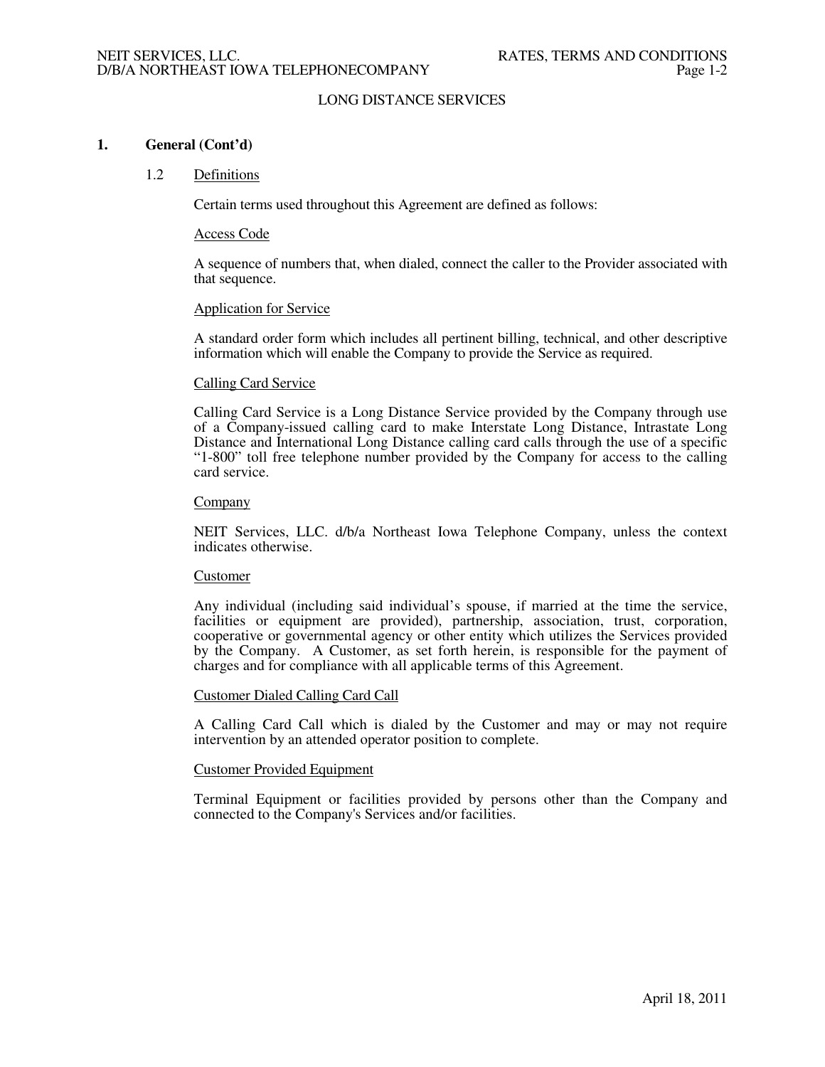LONG DISTANCE SERVICES

## 1. General (Cont'd)

### 1.2 Definitions

Certain terms used throughout this Agreement are defined as follows:

Access Code

A sequence of numbers that, when dialed, connect the caller to the Provider associated with that sequence.

Application for Service

A standard order form which includes all pertinent billing, technical, and other descriptive information which will enable the Company to provide the Service as required.

Calling Card Service

Calling Card Service is a Long Distance Service provided by the Company through use of a Company-issued calling card to make Interstate Long Distance, Intrastate Long Distance and International Long Distance calling card calls through the use of a specific "1-800" toll free telephone number provided by the Company for access to the calling card service.

Company

NEIT Services, LLC. d/b/a Northeast Iowa Telephone Company, unless the context indicates otherwise.

Customer

Any individual (including said individual's spouse, if married at the time the service, facilities or equipment are provided), partnership, association, trust, corporation, cooperative or governmental agency or other entity which utilizes the Services provided by the Company. A Customer, as set forth herein, is responsible for the payment of charges and for compliance with all applicable terms of this Agreement.

Customer Dialed Calling Card Call

A Calling Card Call which is dialed by the Customer and may or may not require intervention by an attended operator position to complete.

Customer Provided Equipment

Terminal Equipment or facilities provided by persons other than the Company and connected to the Company's Services and/or facilities.

April 18, 2011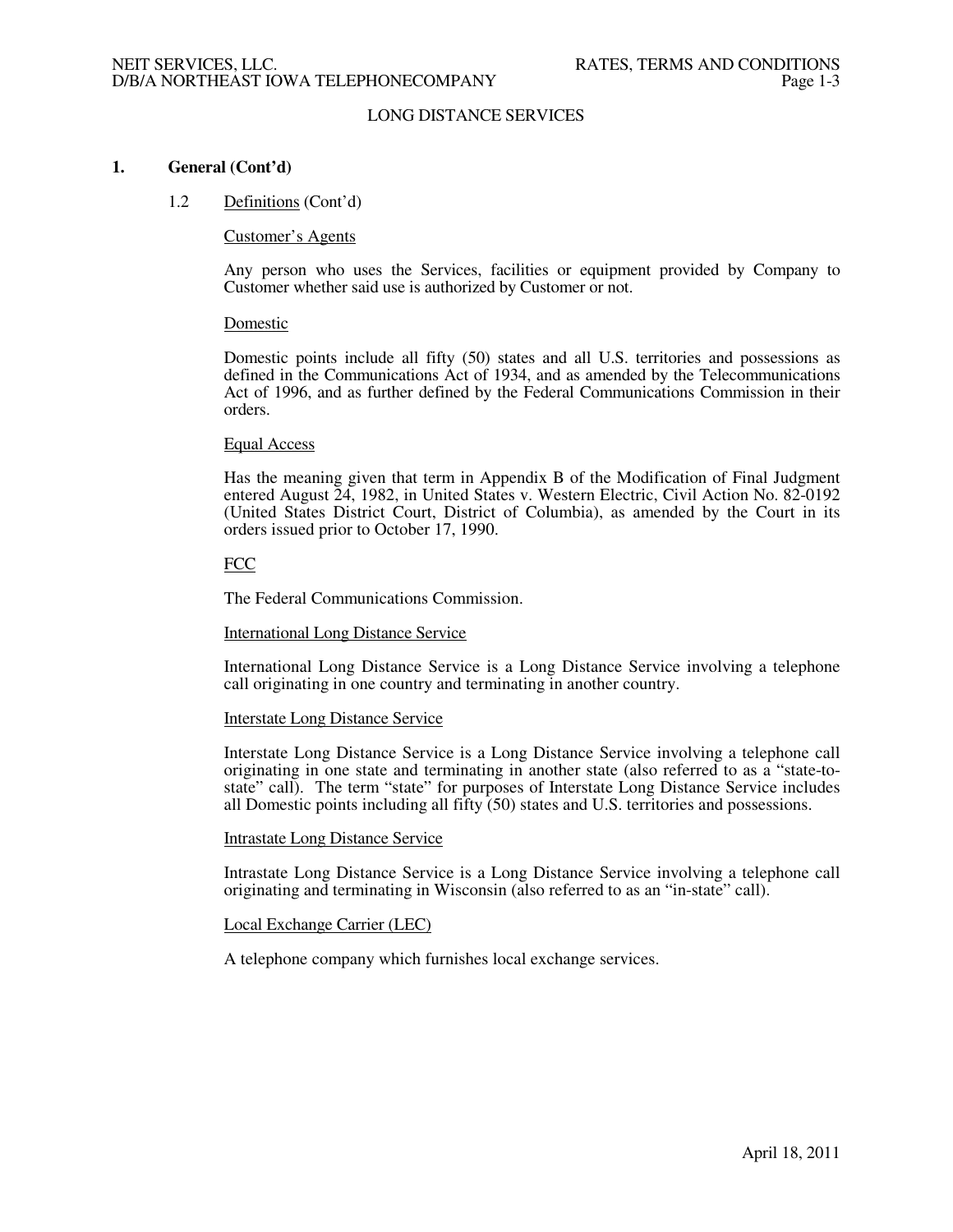## 1. General (Cont'd)

### 1.2 Definitions (Cont'd)

Customer's Agents

Any person who uses the Services, facilities or equipment provided by Company to Customer whether said use is authorized by Customer or not.

Domestic

Domestic points include all fifty (50) states and all U.S. territories and possessions as defined in the Communications Act of 1934, and as amended by the Telecommunications Act of 1996, and as further defined by the Federal Communications Commission in their orders.

Equal Access

Has the meaning given that term in Appendix B of the Modification of Final Judgment entered August 24, 1982, in United States v. Western Electric, Civil Action No. 82-0192 (United States District Court, District of Columbia), as amended by the Court in its orders issued prior to October 17, 1990.

FCC

The Federal Communications Commission.

International Long Distance Service

International Long Distance Service is a Long Distance Service involving a telephone call originating in one country and terminating in another country.

Interstate Long Distance Service

Interstate Long Distance Service is a Long Distance Service involving a telephone call originating in one state and terminating in another state (also referred to as a "state-to-state" call). The term "state" for purposes of Interstate Long Distance Service includes all Domestic points including all fifty (50) states and U.S. territories and possessions.

Intrastate Long Distance Service

Intrastate Long Distance Service is a Long Distance Service involving a telephone call originating and terminating in Wisconsin (also referred to as an "in-state" call).

Local Exchange Carrier (LEC)

A telephone company which furnishes local exchange services.

April 18, 2011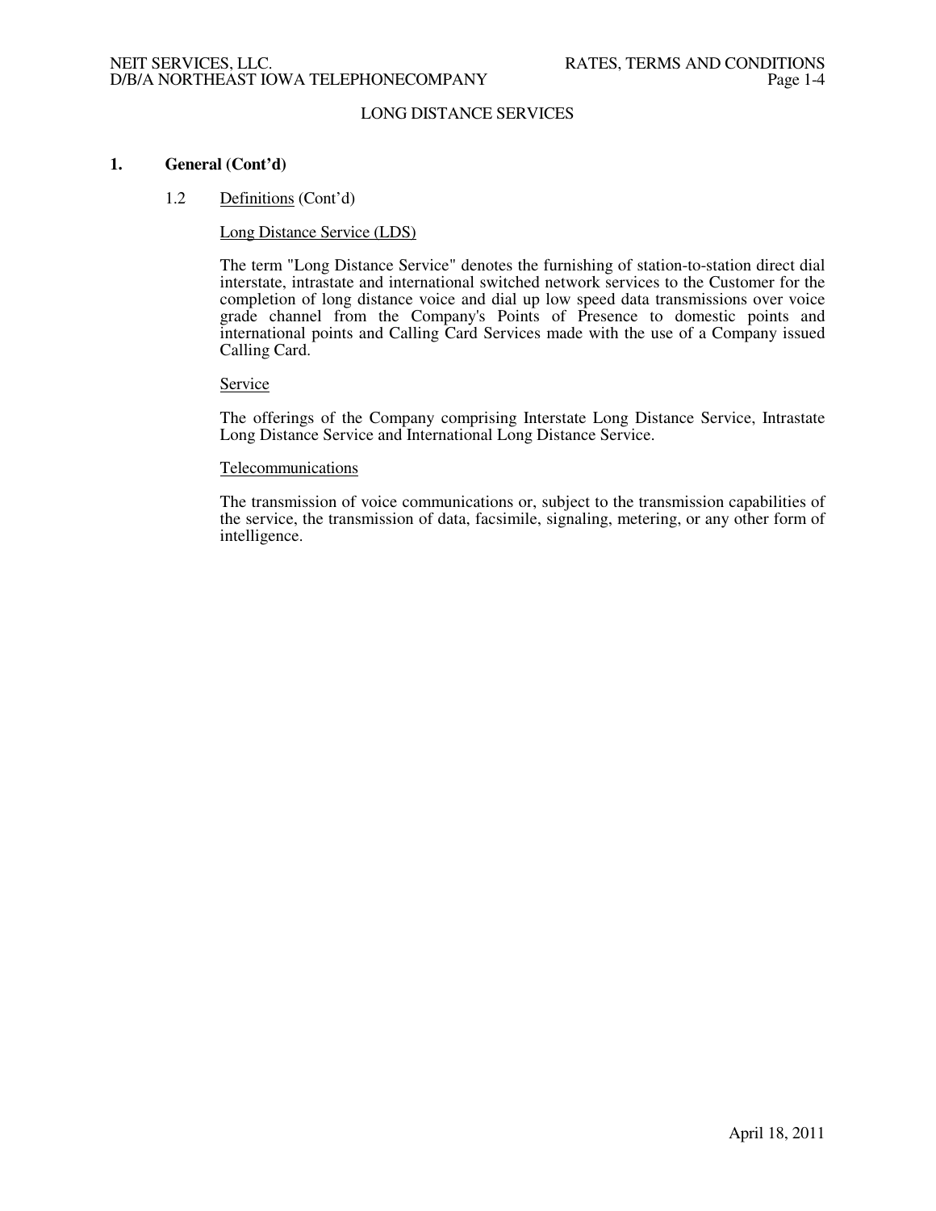LONG DISTANCE SERVICES

## 1. General (Cont'd)

### 1.2 Definitions (Cont'd)

Long Distance Service (LDS)

The term "Long Distance Service" denotes the furnishing of station-to-station direct dial interstate, intrastate and international switched network services to the Customer for the completion of long distance voice and dial up low speed data transmissions over voice grade channel from the Company's Points of Presence to domestic points and international points and Calling Card Services made with the use of a Company issued Calling Card.

Service

The offerings of the Company comprising Interstate Long Distance Service, Intrastate Long Distance Service and International Long Distance Service.

Telecommunications

The transmission of voice communications or, subject to the transmission capabilities of the service, the transmission of data, facsimile, signaling, metering, or any other form of intelligence.

April 18, 2011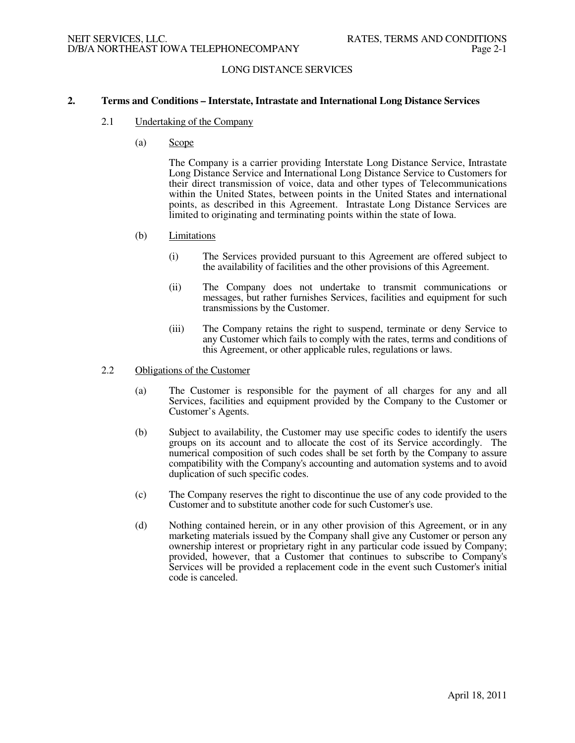## LONG DISTANCE SERVICES

### 2. Terms and Conditions – Interstate, Intrastate and International Long Distance Services

#### 2.1 Undertaking of the Company

(a) Scope

The Company is a carrier providing Interstate Long Distance Service, Intrastate Long Distance Service and International Long Distance Service to Customers for their direct transmission of voice, data and other types of Telecommunications within the United States, between points in the United States and international points, as described in this Agreement. Intrastate Long Distance Services are limited to originating and terminating points within the state of Iowa.

(b) Limitations

(i) The Services provided pursuant to this Agreement are offered subject to the availability of facilities and the other provisions of this Agreement.

(ii) The Company does not undertake to transmit communications or messages, but rather furnishes Services, facilities and equipment for such transmissions by the Customer.

(iii) The Company retains the right to suspend, terminate or deny Service to any Customer which fails to comply with the rates, terms and conditions of this Agreement, or other applicable rules, regulations or laws.

#### 2.2 Obligations of the Customer

(a) The Customer is responsible for the payment of all charges for any and all Services, facilities and equipment provided by the Company to the Customer or Customer's Agents.

(b) Subject to availability, the Customer may use specific codes to identify the users groups on its account and to allocate the cost of its Service accordingly. The numerical composition of such codes shall be set forth by the Company to assure compatibility with the Company's accounting and automation systems and to avoid duplication of such specific codes.

(c) The Company reserves the right to discontinue the use of any code provided to the Customer and to substitute another code for such Customer's use.

(d) Nothing contained herein, or in any other provision of this Agreement, or in any marketing materials issued by the Company shall give any Customer or person any ownership interest or proprietary right in any particular code issued by Company; provided, however, that a Customer that continues to subscribe to Company's Services will be provided a replacement code in the event such Customer's initial code is canceled.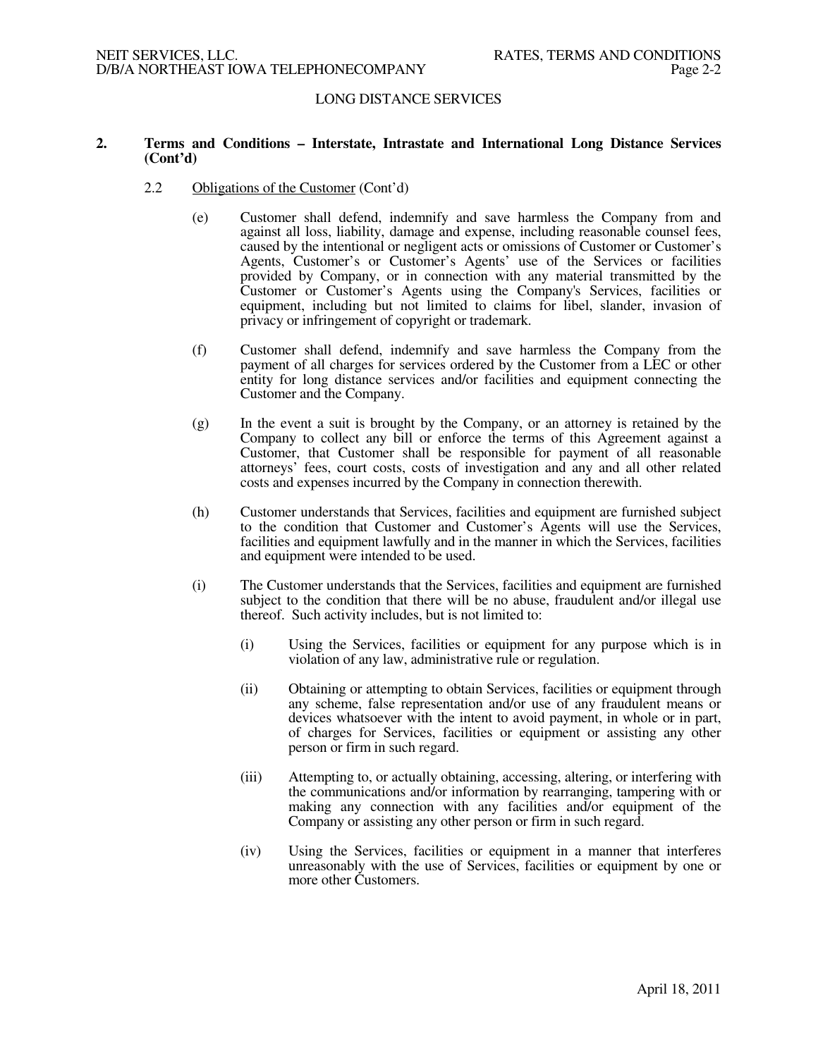## 2. Terms and Conditions – Interstate, Intrastate and International Long Distance Services (Cont'd)

2.2 Obligations of the Customer (Cont'd)

(e) Customer shall defend, indemnify and save harmless the Company from and against all loss, liability, damage and expense, including reasonable counsel fees, caused by the intentional or negligent acts or omissions of Customer or Customer's Agents, Customer's or Customer's Agents' use of the Services or facilities provided by Company, or in connection with any material transmitted by the Customer or Customer's Agents using the Company's Services, facilities or equipment, including but not limited to claims for libel, slander, invasion of privacy or infringement of copyright or trademark.

(f) Customer shall defend, indemnify and save harmless the Company from the payment of all charges for services ordered by the Customer from a LEC or other entity for long distance services and/or facilities and equipment connecting the Customer and the Company.

(g) In the event a suit is brought by the Company, or an attorney is retained by the Company to collect any bill or enforce the terms of this Agreement against a Customer, that Customer shall be responsible for payment of all reasonable attorneys' fees, court costs, costs of investigation and any and all other related costs and expenses incurred by the Company in connection therewith.

(h) Customer understands that Services, facilities and equipment are furnished subject to the condition that Customer and Customer's Agents will use the Services, facilities and equipment lawfully and in the manner in which the Services, facilities and equipment were intended to be used.

(i) The Customer understands that the Services, facilities and equipment are furnished subject to the condition that there will be no abuse, fraudulent and/or illegal use thereof. Such activity includes, but is not limited to:

(i) Using the Services, facilities or equipment for any purpose which is in violation of any law, administrative rule or regulation.

(ii) Obtaining or attempting to obtain Services, facilities or equipment through any scheme, false representation and/or use of any fraudulent means or devices whatsoever with the intent to avoid payment, in whole or in part, of charges for Services, facilities or equipment or assisting any other person or firm in such regard.

(iii) Attempting to, or actually obtaining, accessing, altering, or interfering with the communications and/or information by rearranging, tampering with or making any connection with any facilities and/or equipment of the Company or assisting any other person or firm in such regard.

(iv) Using the Services, facilities or equipment in a manner that interferes unreasonably with the use of Services, facilities or equipment by one or more other Customers.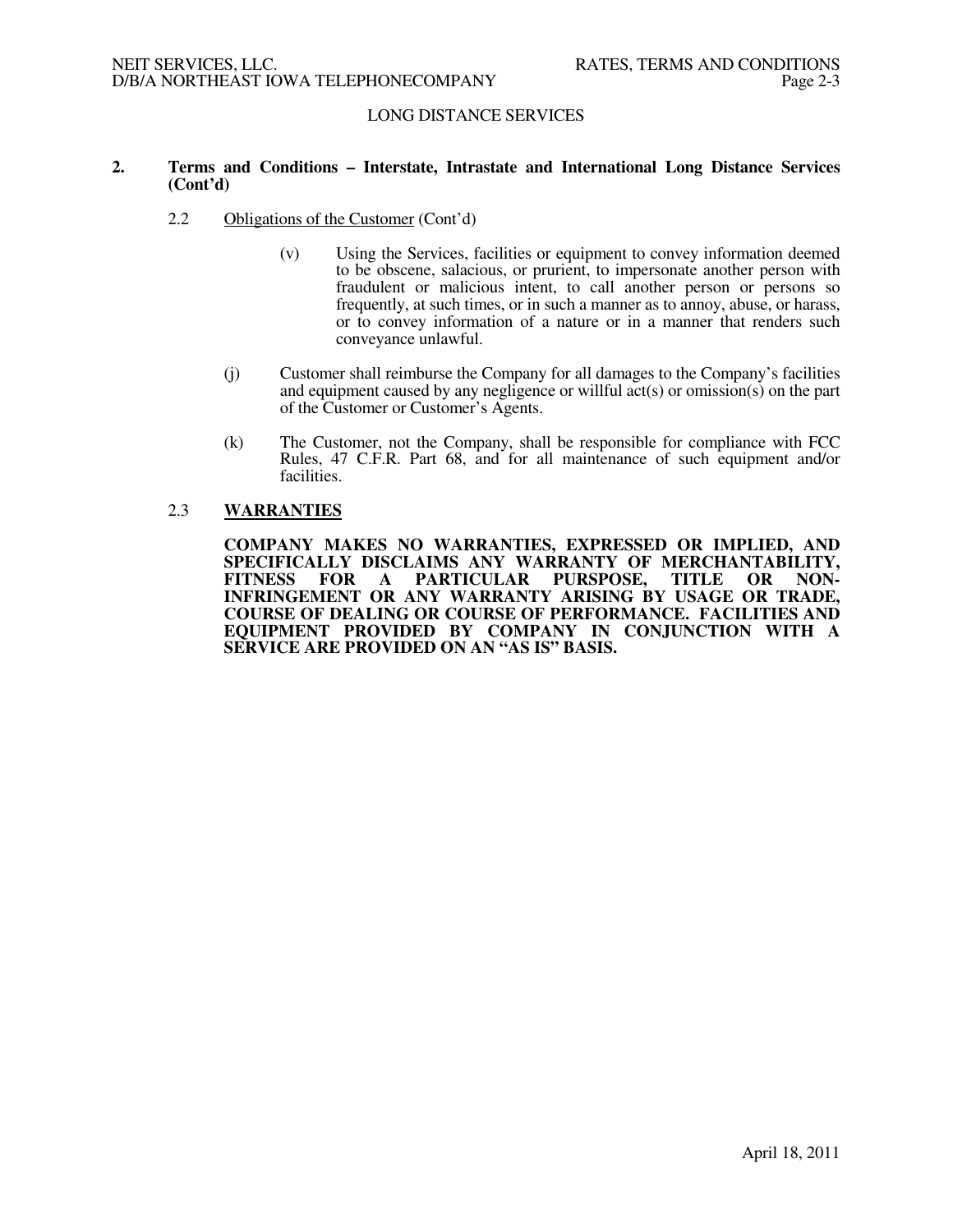LONG DISTANCE SERVICES

**2. Terms and Conditions – Interstate, Intrastate and International Long Distance Services (Cont'd)**

2.2 Obligations of the Customer (Cont'd)

(v) Using the Services, facilities or equipment to convey information deemed to be obscene, salacious, or prurient, to impersonate another person with fraudulent or malicious intent, to call another person or persons so frequently, at such times, or in such a manner as to annoy, abuse, or harass, or to convey information of a nature or in a manner that renders such conveyance unlawful.

(j) Customer shall reimburse the Company for all damages to the Company's facilities and equipment caused by any negligence or willful act(s) or omission(s) on the part of the Customer or Customer's Agents.

(k) The Customer, not the Company, shall be responsible for compliance with FCC Rules, 47 C.F.R. Part 68, and for all maintenance of such equipment and/or facilities.

2.3 **WARRANTIES**

**COMPANY MAKES NO WARRANTIES, EXPRESSED OR IMPLIED, AND SPECIFICALLY DISCLAIMS ANY WARRANTY OF MERCHANTABILITY, FITNESS FOR A PARTICULAR PURSPOSE, TITLE OR NON-INFRINGEMENT OR ANY WARRANTY ARISING BY USAGE OR TRADE, COURSE OF DEALING OR COURSE OF PERFORMANCE. FACILITIES AND EQUIPMENT PROVIDED BY COMPANY IN CONJUNCTION WITH A SERVICE ARE PROVIDED ON AN "AS IS" BASIS.**

April 18, 2011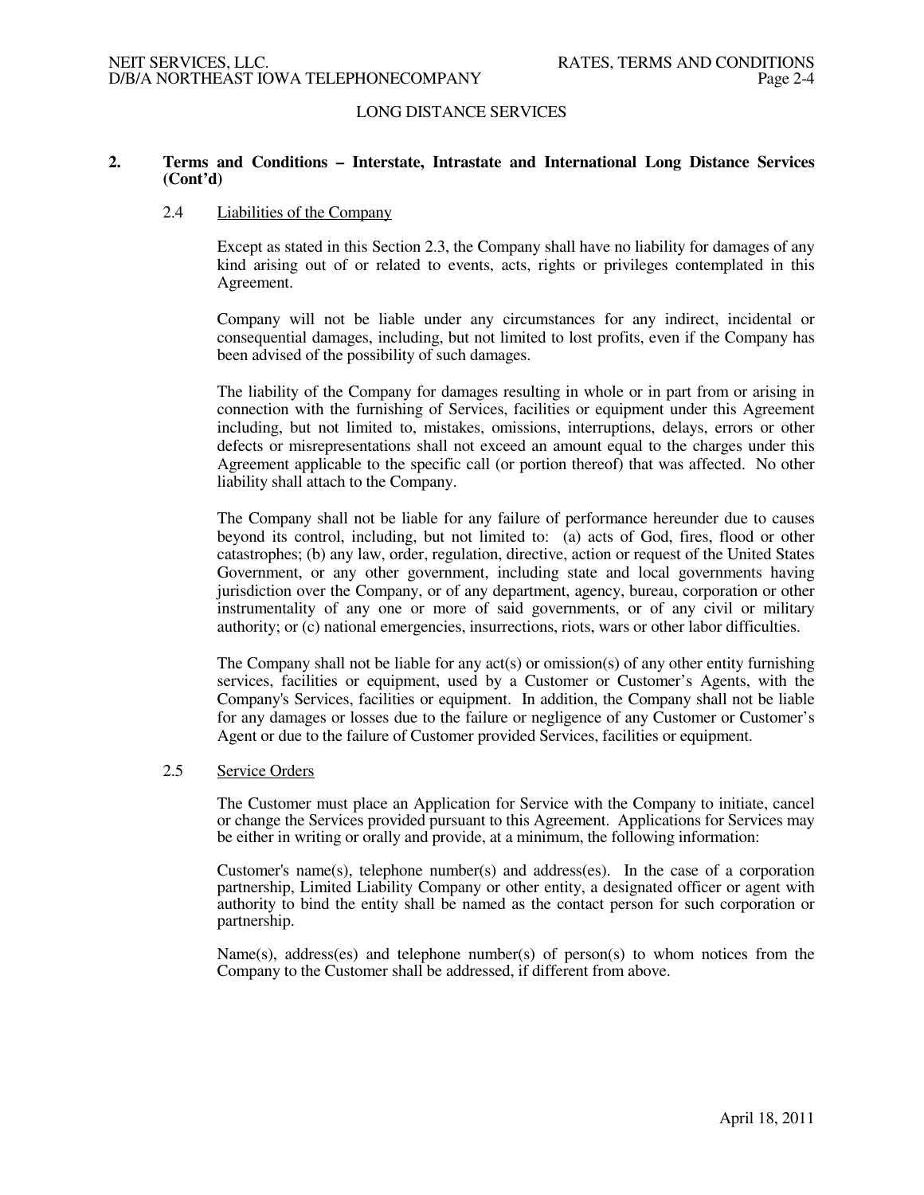LONG DISTANCE SERVICES

## 2. Terms and Conditions – Interstate, Intrastate and International Long Distance Services (Cont'd)

### 2.4 Liabilities of the Company

Except as stated in this Section 2.3, the Company shall have no liability for damages of any kind arising out of or related to events, acts, rights or privileges contemplated in this Agreement.

Company will not be liable under any circumstances for any indirect, incidental or consequential damages, including, but not limited to lost profits, even if the Company has been advised of the possibility of such damages.

The liability of the Company for damages resulting in whole or in part from or arising in connection with the furnishing of Services, facilities or equipment under this Agreement including, but not limited to, mistakes, omissions, interruptions, delays, errors or other defects or misrepresentations shall not exceed an amount equal to the charges under this Agreement applicable to the specific call (or portion thereof) that was affected. No other liability shall attach to the Company.

The Company shall not be liable for any failure of performance hereunder due to causes beyond its control, including, but not limited to: (a) acts of God, fires, flood or other catastrophes; (b) any law, order, regulation, directive, action or request of the United States Government, or any other government, including state and local governments having jurisdiction over the Company, or of any department, agency, bureau, corporation or other instrumentality of any one or more of said governments, or of any civil or military authority; or (c) national emergencies, insurrections, riots, wars or other labor difficulties.

The Company shall not be liable for any act(s) or omission(s) of any other entity furnishing services, facilities or equipment, used by a Customer or Customer's Agents, with the Company's Services, facilities or equipment. In addition, the Company shall not be liable for any damages or losses due to the failure or negligence of any Customer or Customer's Agent or due to the failure of Customer provided Services, facilities or equipment.

### 2.5 Service Orders

The Customer must place an Application for Service with the Company to initiate, cancel or change the Services provided pursuant to this Agreement. Applications for Services may be either in writing or orally and provide, at a minimum, the following information:

Customer's name(s), telephone number(s) and address(es). In the case of a corporation partnership, Limited Liability Company or other entity, a designated officer or agent with authority to bind the entity shall be named as the contact person for such corporation or partnership.

Name(s), address(es) and telephone number(s) of person(s) to whom notices from the Company to the Customer shall be addressed, if different from above.

April 18, 2011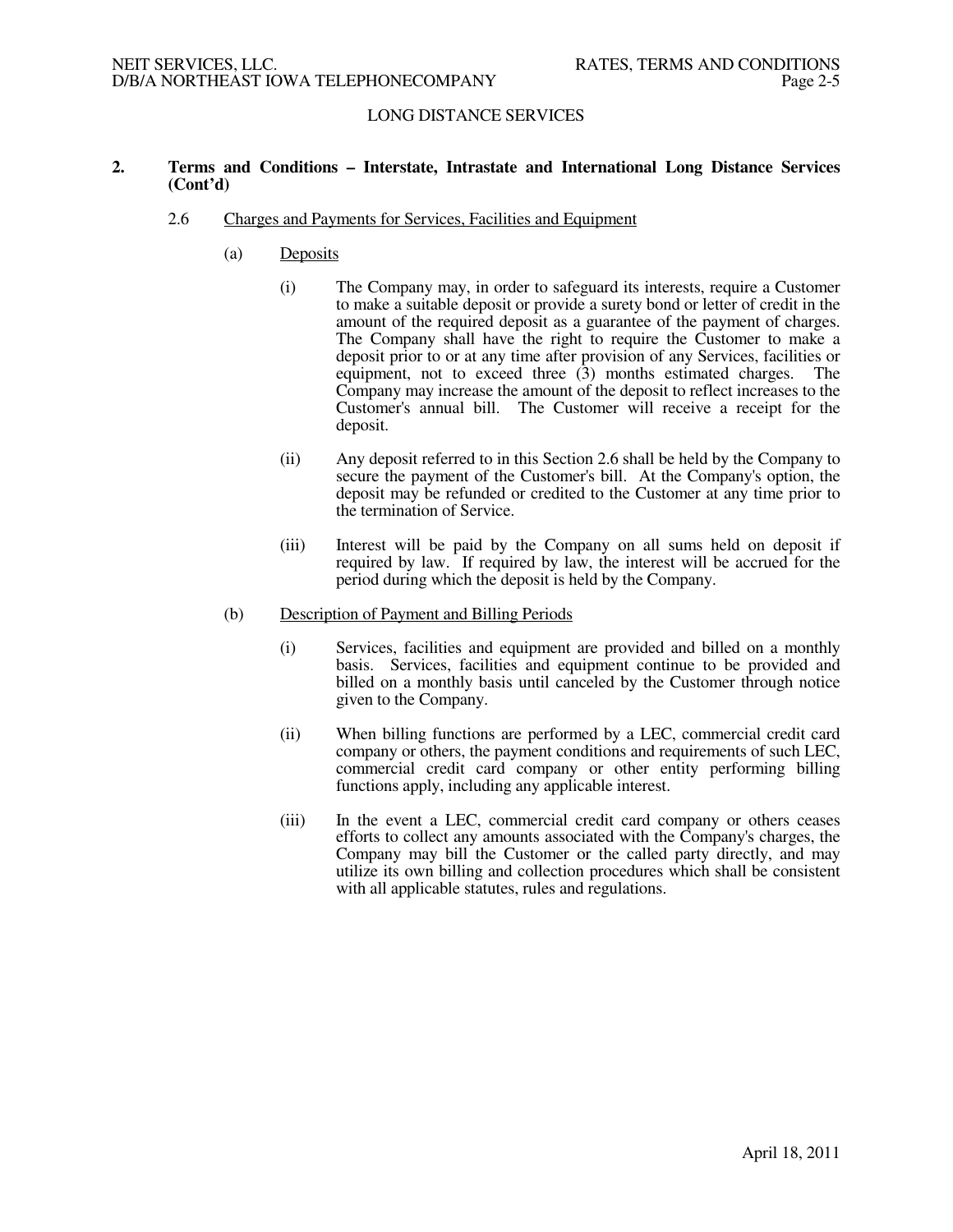LONG DISTANCE SERVICES

**2. Terms and Conditions – Interstate, Intrastate and International Long Distance Services (Cont'd)**

2.6 Charges and Payments for Services, Facilities and Equipment

(a) Deposits

(i) The Company may, in order to safeguard its interests, require a Customer to make a suitable deposit or provide a surety bond or letter of credit in the amount of the required deposit as a guarantee of the payment of charges. The Company shall have the right to require the Customer to make a deposit prior to or at any time after provision of any Services, facilities or equipment, not to exceed three (3) months estimated charges. The Company may increase the amount of the deposit to reflect increases to the Customer's annual bill. The Customer will receive a receipt for the deposit.

(ii) Any deposit referred to in this Section 2.6 shall be held by the Company to secure the payment of the Customer's bill. At the Company's option, the deposit may be refunded or credited to the Customer at any time prior to the termination of Service.

(iii) Interest will be paid by the Company on all sums held on deposit if required by law. If required by law, the interest will be accrued for the period during which the deposit is held by the Company.

(b) Description of Payment and Billing Periods

(i) Services, facilities and equipment are provided and billed on a monthly basis. Services, facilities and equipment continue to be provided and billed on a monthly basis until canceled by the Customer through notice given to the Company.

(ii) When billing functions are performed by a LEC, commercial credit card company or others, the payment conditions and requirements of such LEC, commercial credit card company or other entity performing billing functions apply, including any applicable interest.

(iii) In the event a LEC, commercial credit card company or others ceases efforts to collect any amounts associated with the Company's charges, the Company may bill the Customer or the called party directly, and may utilize its own billing and collection procedures which shall be consistent with all applicable statutes, rules and regulations.

April 18, 2011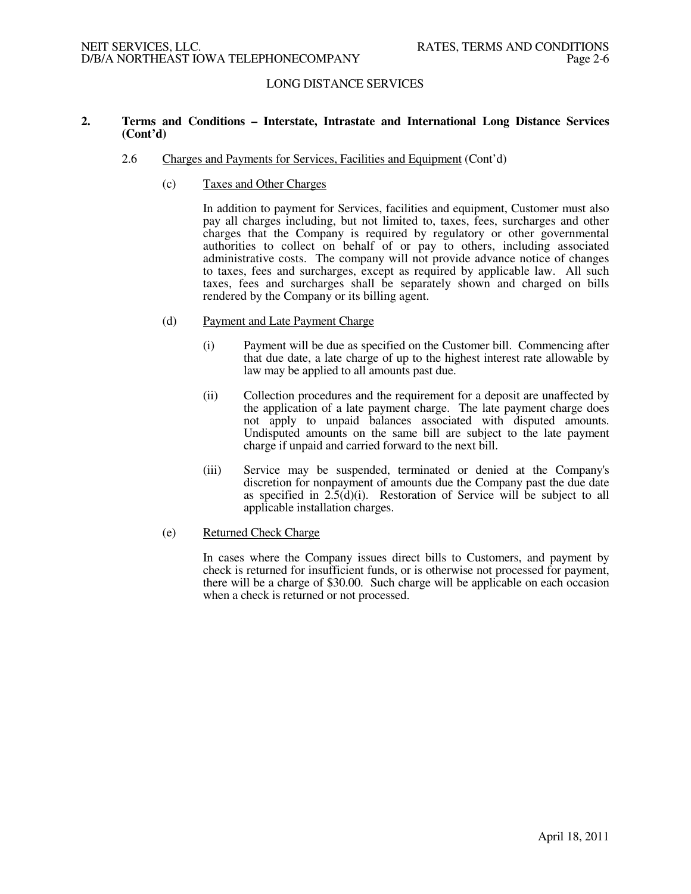## LONG DISTANCE SERVICES

**2. Terms and Conditions – Interstate, Intrastate and International Long Distance Services (Cont'd)**

2.6 Charges and Payments for Services, Facilities and Equipment (Cont'd)

(c) Taxes and Other Charges

In addition to payment for Services, facilities and equipment, Customer must also pay all charges including, but not limited to, taxes, fees, surcharges and other charges that the Company is required by regulatory or other governmental authorities to collect on behalf of or pay to others, including associated administrative costs. The company will not provide advance notice of changes to taxes, fees and surcharges, except as required by applicable law. All such taxes, fees and surcharges shall be separately shown and charged on bills rendered by the Company or its billing agent.

(d) Payment and Late Payment Charge

(i) Payment will be due as specified on the Customer bill. Commencing after that due date, a late charge of up to the highest interest rate allowable by law may be applied to all amounts past due.

(ii) Collection procedures and the requirement for a deposit are unaffected by the application of a late payment charge. The late payment charge does not apply to unpaid balances associated with disputed amounts. Undisputed amounts on the same bill are subject to the late payment charge if unpaid and carried forward to the next bill.

(iii) Service may be suspended, terminated or denied at the Company's discretion for nonpayment of amounts due the Company past the due date as specified in 2.5(d)(i). Restoration of Service will be subject to all applicable installation charges.

(e) Returned Check Charge

In cases where the Company issues direct bills to Customers, and payment by check is returned for insufficient funds, or is otherwise not processed for payment, there will be a charge of $30.00. Such charge will be applicable on each occasion when a check is returned or not processed.

April 18, 2011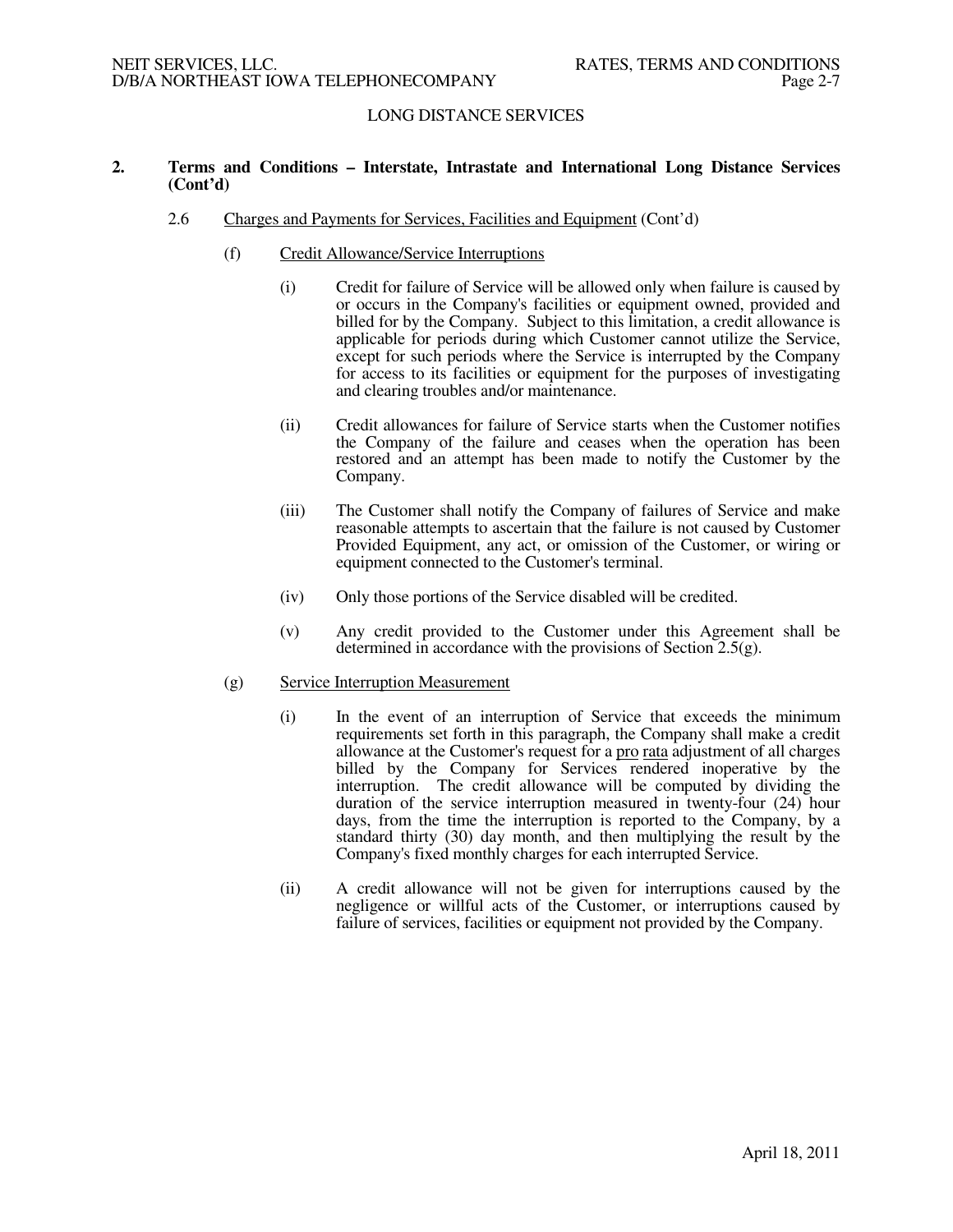LONG DISTANCE SERVICES

**2. Terms and Conditions – Interstate, Intrastate and International Long Distance Services (Cont'd)**

2.6 Charges and Payments for Services, Facilities and Equipment (Cont'd)

(f) Credit Allowance/Service Interruptions

(i) Credit for failure of Service will be allowed only when failure is caused by or occurs in the Company's facilities or equipment owned, provided and billed for by the Company. Subject to this limitation, a credit allowance is applicable for periods during which Customer cannot utilize the Service, except for such periods where the Service is interrupted by the Company for access to its facilities or equipment for the purposes of investigating and clearing troubles and/or maintenance.

(ii) Credit allowances for failure of Service starts when the Customer notifies the Company of the failure and ceases when the operation has been restored and an attempt has been made to notify the Customer by the Company.

(iii) The Customer shall notify the Company of failures of Service and make reasonable attempts to ascertain that the failure is not caused by Customer Provided Equipment, any act, or omission of the Customer, or wiring or equipment connected to the Customer's terminal.

(iv) Only those portions of the Service disabled will be credited.

(v) Any credit provided to the Customer under this Agreement shall be determined in accordance with the provisions of Section 2.5(g).

(g) Service Interruption Measurement

(i) In the event of an interruption of Service that exceeds the minimum requirements set forth in this paragraph, the Company shall make a credit allowance at the Customer's request for a pro rata adjustment of all charges billed by the Company for Services rendered inoperative by the interruption. The credit allowance will be computed by dividing the duration of the service interruption measured in twenty-four (24) hour days, from the time the interruption is reported to the Company, by a standard thirty (30) day month, and then multiplying the result by the Company's fixed monthly charges for each interrupted Service.

(ii) A credit allowance will not be given for interruptions caused by the negligence or willful acts of the Customer, or interruptions caused by failure of services, facilities or equipment not provided by the Company.

April 18, 2011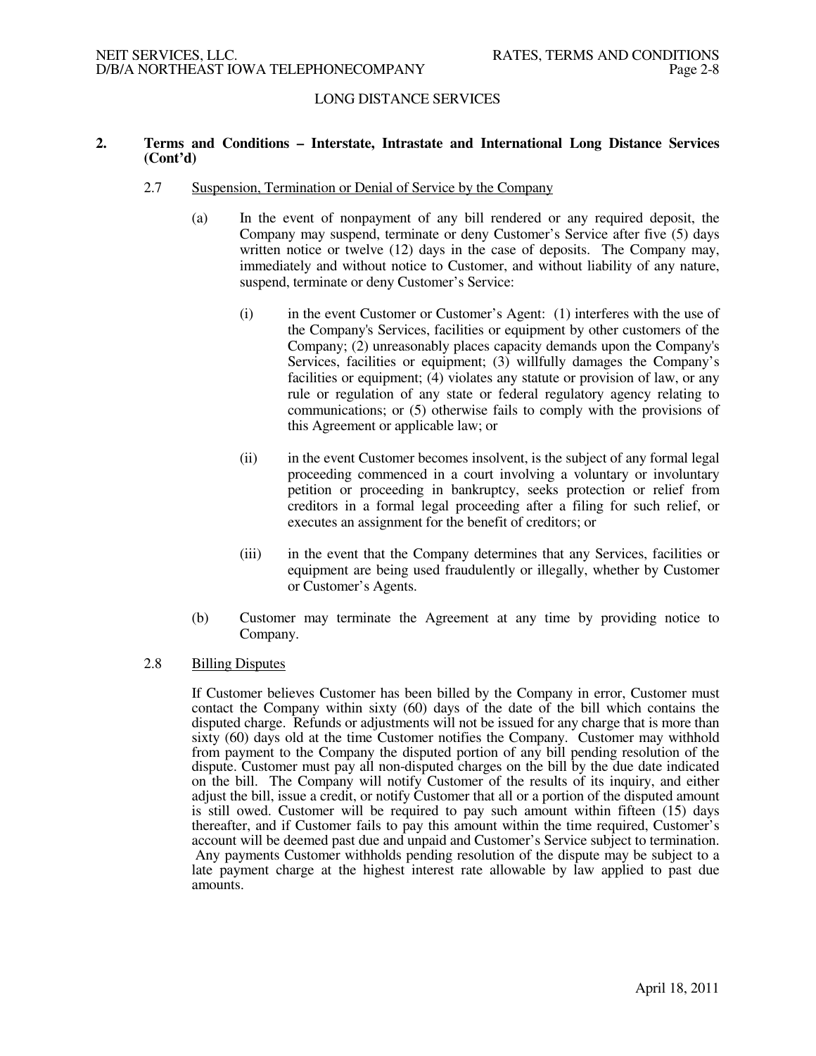LONG DISTANCE SERVICES

**2. Terms and Conditions – Interstate, Intrastate and International Long Distance Services (Cont'd)**

2.7 Suspension, Termination or Denial of Service by the Company

(a) In the event of nonpayment of any bill rendered or any required deposit, the Company may suspend, terminate or deny Customer's Service after five (5) days written notice or twelve (12) days in the case of deposits. The Company may, immediately and without notice to Customer, and without liability of any nature, suspend, terminate or deny Customer's Service:

(i) in the event Customer or Customer's Agent: (1) interferes with the use of the Company's Services, facilities or equipment by other customers of the Company; (2) unreasonably places capacity demands upon the Company's Services, facilities or equipment; (3) willfully damages the Company's facilities or equipment; (4) violates any statute or provision of law, or any rule or regulation of any state or federal regulatory agency relating to communications; or (5) otherwise fails to comply with the provisions of this Agreement or applicable law; or

(ii) in the event Customer becomes insolvent, is the subject of any formal legal proceeding commenced in a court involving a voluntary or involuntary petition or proceeding in bankruptcy, seeks protection or relief from creditors in a formal legal proceeding after a filing for such relief, or executes an assignment for the benefit of creditors; or

(iii) in the event that the Company determines that any Services, facilities or equipment are being used fraudulently or illegally, whether by Customer or Customer's Agents.

(b) Customer may terminate the Agreement at any time by providing notice to Company.

2.8 Billing Disputes

If Customer believes Customer has been billed by the Company in error, Customer must contact the Company within sixty (60) days of the date of the bill which contains the disputed charge. Refunds or adjustments will not be issued for any charge that is more than sixty (60) days old at the time Customer notifies the Company. Customer may withhold from payment to the Company the disputed portion of any bill pending resolution of the dispute. Customer must pay all non-disputed charges on the bill by the due date indicated on the bill. The Company will notify Customer of the results of its inquiry, and either adjust the bill, issue a credit, or notify Customer that all or a portion of the disputed amount is still owed. Customer will be required to pay such amount within fifteen (15) days thereafter, and if Customer fails to pay this amount within the time required, Customer's account will be deemed past due and unpaid and Customer's Service subject to termination. Any payments Customer withholds pending resolution of the dispute may be subject to a late payment charge at the highest interest rate allowable by law applied to past due amounts.

April 18, 2011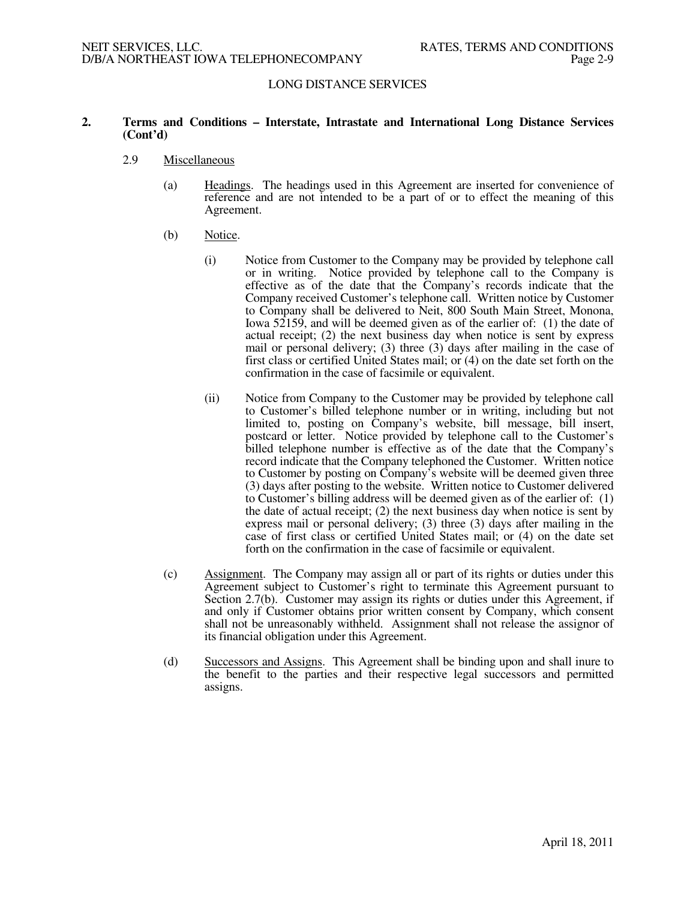LONG DISTANCE SERVICES

**2. Terms and Conditions – Interstate, Intrastate and International Long Distance Services (Cont'd)**

2.9 Miscellaneous

(a) Headings. The headings used in this Agreement are inserted for convenience of reference and are not intended to be a part of or to effect the meaning of this Agreement.

(b) Notice.

(i) Notice from Customer to the Company may be provided by telephone call or in writing. Notice provided by telephone call to the Company is effective as of the date that the Company's records indicate that the Company received Customer's telephone call. Written notice by Customer to Company shall be delivered to Neit, 800 South Main Street, Monona, Iowa 52159, and will be deemed given as of the earlier of: (1) the date of actual receipt; (2) the next business day when notice is sent by express mail or personal delivery; (3) three (3) days after mailing in the case of first class or certified United States mail; or (4) on the date set forth on the confirmation in the case of facsimile or equivalent.

(ii) Notice from Company to the Customer may be provided by telephone call to Customer's billed telephone number or in writing, including but not limited to, posting on Company's website, bill message, bill insert, postcard or letter. Notice provided by telephone call to the Customer's billed telephone number is effective as of the date that the Company's record indicate that the Company telephoned the Customer. Written notice to Customer by posting on Company's website will be deemed given three (3) days after posting to the website. Written notice to Customer delivered to Customer's billing address will be deemed given as of the earlier of: (1) the date of actual receipt; (2) the next business day when notice is sent by express mail or personal delivery; (3) three (3) days after mailing in the case of first class or certified United States mail; or (4) on the date set forth on the confirmation in the case of facsimile or equivalent.

(c) Assignment. The Company may assign all or part of its rights or duties under this Agreement subject to Customer's right to terminate this Agreement pursuant to Section 2.7(b). Customer may assign its rights or duties under this Agreement, if and only if Customer obtains prior written consent by Company, which consent shall not be unreasonably withheld. Assignment shall not release the assignor of its financial obligation under this Agreement.

(d) Successors and Assigns. This Agreement shall be binding upon and shall inure to the benefit to the parties and their respective legal successors and permitted assigns.

April 18, 2011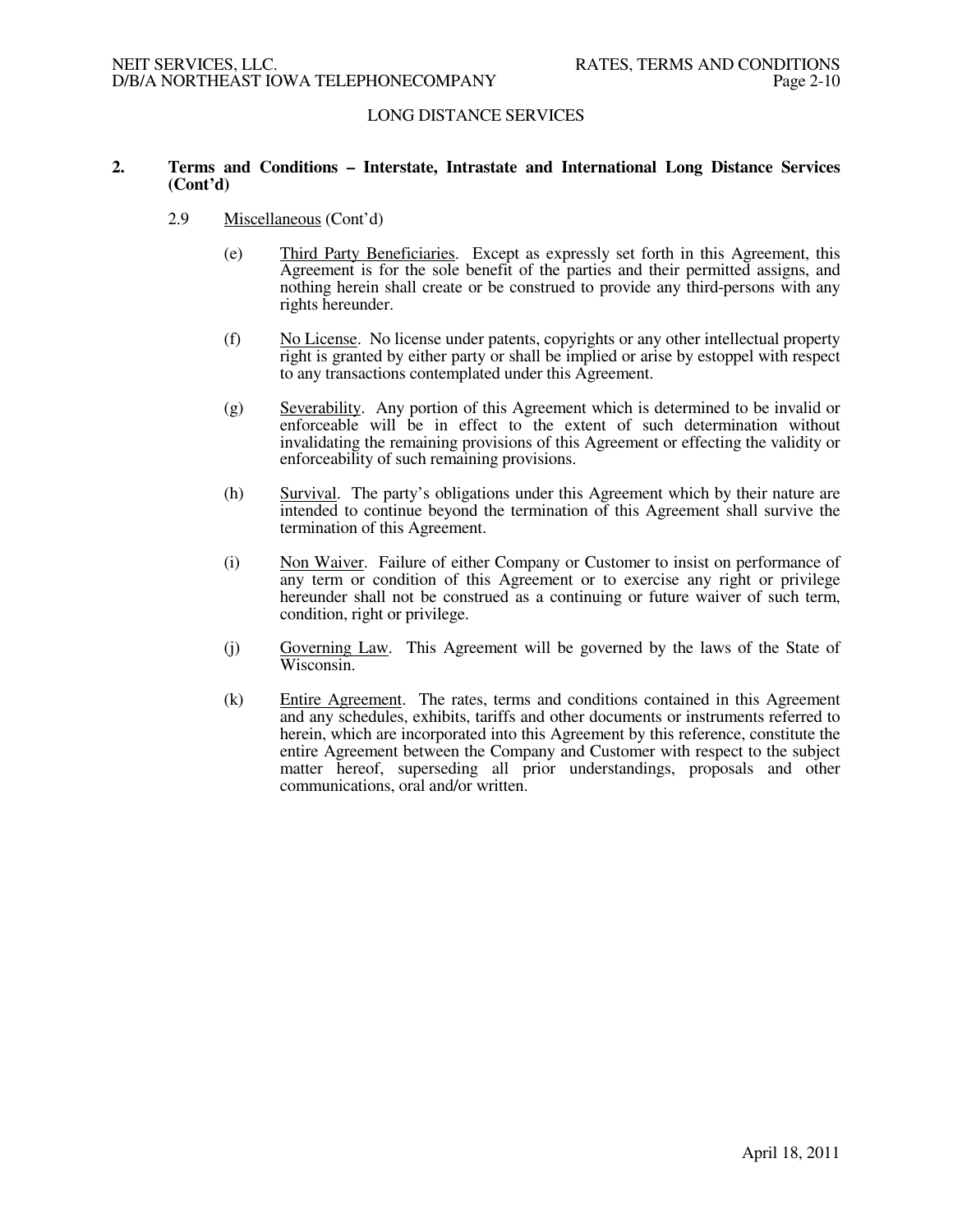LONG DISTANCE SERVICES

**2. Terms and Conditions – Interstate, Intrastate and International Long Distance Services (Cont'd)**

2.9 Miscellaneous (Cont'd)

(e) Third Party Beneficiaries. Except as expressly set forth in this Agreement, this Agreement is for the sole benefit of the parties and their permitted assigns, and nothing herein shall create or be construed to provide any third-persons with any rights hereunder.

(f) No License. No license under patents, copyrights or any other intellectual property right is granted by either party or shall be implied or arise by estoppel with respect to any transactions contemplated under this Agreement.

(g) Severability. Any portion of this Agreement which is determined to be invalid or enforceable will be in effect to the extent of such determination without invalidating the remaining provisions of this Agreement or effecting the validity or enforceability of such remaining provisions.

(h) Survival. The party's obligations under this Agreement which by their nature are intended to continue beyond the termination of this Agreement shall survive the termination of this Agreement.

(i) Non Waiver. Failure of either Company or Customer to insist on performance of any term or condition of this Agreement or to exercise any right or privilege hereunder shall not be construed as a continuing or future waiver of such term, condition, right or privilege.

(j) Governing Law. This Agreement will be governed by the laws of the State of Wisconsin.

(k) Entire Agreement. The rates, terms and conditions contained in this Agreement and any schedules, exhibits, tariffs and other documents or instruments referred to herein, which are incorporated into this Agreement by this reference, constitute the entire Agreement between the Company and Customer with respect to the subject matter hereof, superseding all prior understandings, proposals and other communications, oral and/or written.

April 18, 2011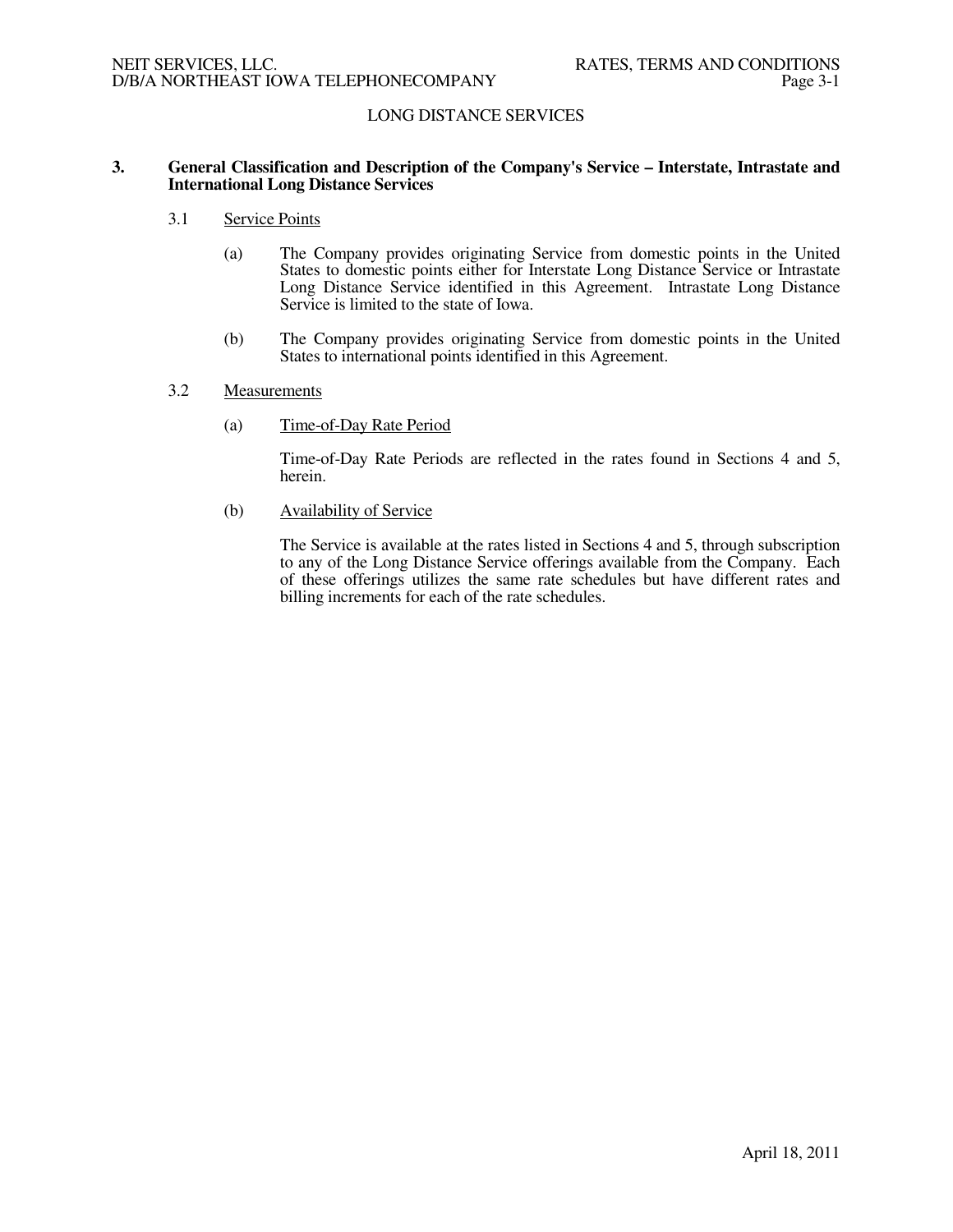## LONG DISTANCE SERVICES

### 3. General Classification and Description of the Company's Service – Interstate, Intrastate and International Long Distance Services

3.1 Service Points

(a) The Company provides originating Service from domestic points in the United States to domestic points either for Interstate Long Distance Service or Intrastate Long Distance Service identified in this Agreement. Intrastate Long Distance Service is limited to the state of Iowa.

(b) The Company provides originating Service from domestic points in the United States to international points identified in this Agreement.

3.2 Measurements

(a) Time-of-Day Rate Period

Time-of-Day Rate Periods are reflected in the rates found in Sections 4 and 5, herein.

(b) Availability of Service

The Service is available at the rates listed in Sections 4 and 5, through subscription to any of the Long Distance Service offerings available from the Company. Each of these offerings utilizes the same rate schedules but have different rates and billing increments for each of the rate schedules.

April 18, 2011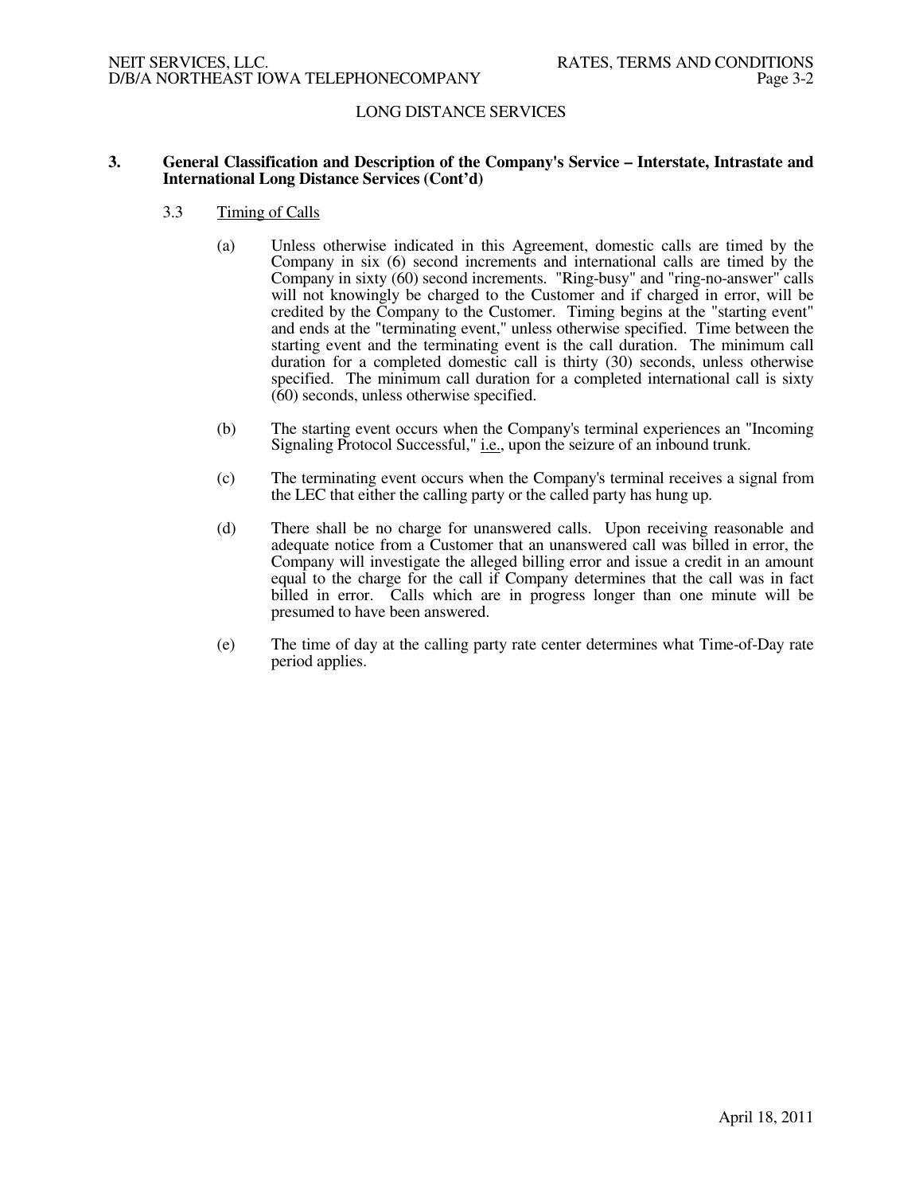## LONG DISTANCE SERVICES

### 3. General Classification and Description of the Company's Service – Interstate, Intrastate and International Long Distance Services (Cont'd)

#### 3.3 Timing of Calls

(a) Unless otherwise indicated in this Agreement, domestic calls are timed by the Company in six (6) second increments and international calls are timed by the Company in sixty (60) second increments. "Ring-busy" and "ring-no-answer" calls will not knowingly be charged to the Customer and if charged in error, will be credited by the Company to the Customer. Timing begins at the "starting event" and ends at the "terminating event," unless otherwise specified. Time between the starting event and the terminating event is the call duration. The minimum call duration for a completed domestic call is thirty (30) seconds, unless otherwise specified. The minimum call duration for a completed international call is sixty (60) seconds, unless otherwise specified.

(b) The starting event occurs when the Company's terminal experiences an "Incoming Signaling Protocol Successful," i.e., upon the seizure of an inbound trunk.

(c) The terminating event occurs when the Company's terminal receives a signal from the LEC that either the calling party or the called party has hung up.

(d) There shall be no charge for unanswered calls. Upon receiving reasonable and adequate notice from a Customer that an unanswered call was billed in error, the Company will investigate the alleged billing error and issue a credit in an amount equal to the charge for the call if Company determines that the call was in fact billed in error. Calls which are in progress longer than one minute will be presumed to have been answered.

(e) The time of day at the calling party rate center determines what Time-of-Day rate period applies.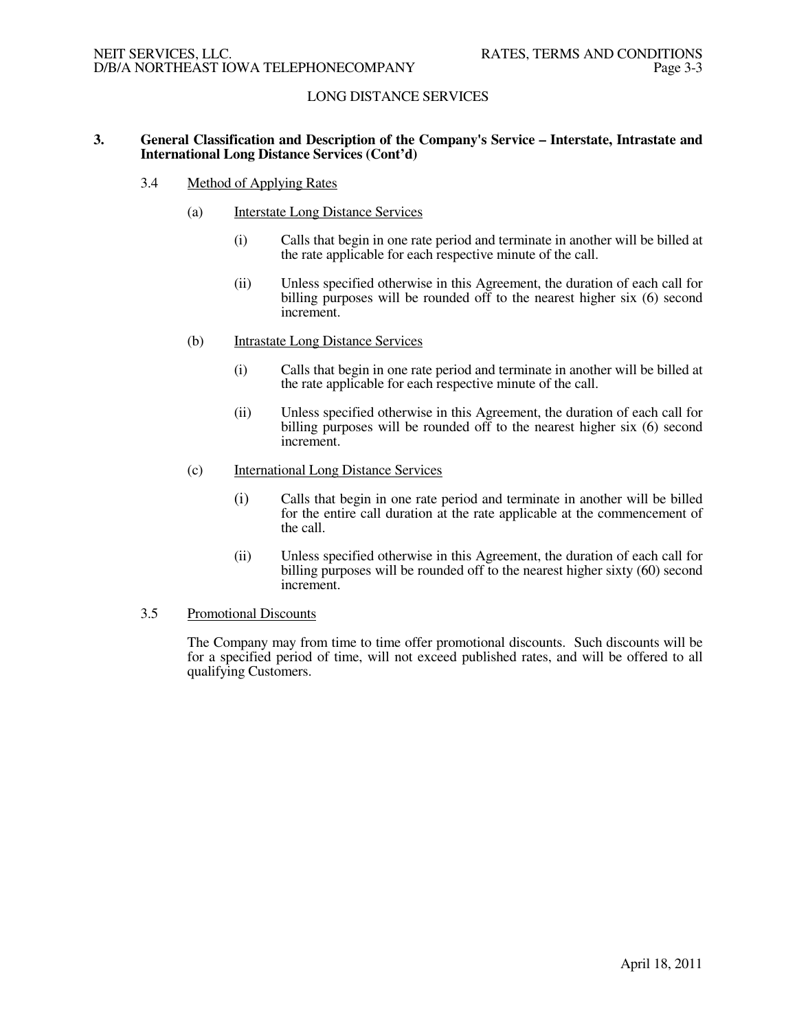LONG DISTANCE SERVICES

**3. General Classification and Description of the Company's Service – Interstate, Intrastate and International Long Distance Services (Cont'd)**

3.4 Method of Applying Rates

(a) Interstate Long Distance Services

(i) Calls that begin in one rate period and terminate in another will be billed at the rate applicable for each respective minute of the call.

(ii) Unless specified otherwise in this Agreement, the duration of each call for billing purposes will be rounded off to the nearest higher six (6) second increment.

(b) Intrastate Long Distance Services

(i) Calls that begin in one rate period and terminate in another will be billed at the rate applicable for each respective minute of the call.

(ii) Unless specified otherwise in this Agreement, the duration of each call for billing purposes will be rounded off to the nearest higher six (6) second increment.

(c) International Long Distance Services

(i) Calls that begin in one rate period and terminate in another will be billed for the entire call duration at the rate applicable at the commencement of the call.

(ii) Unless specified otherwise in this Agreement, the duration of each call for billing purposes will be rounded off to the nearest higher sixty (60) second increment.

3.5 Promotional Discounts

The Company may from time to time offer promotional discounts. Such discounts will be for a specified period of time, will not exceed published rates, and will be offered to all qualifying Customers.

April 18, 2011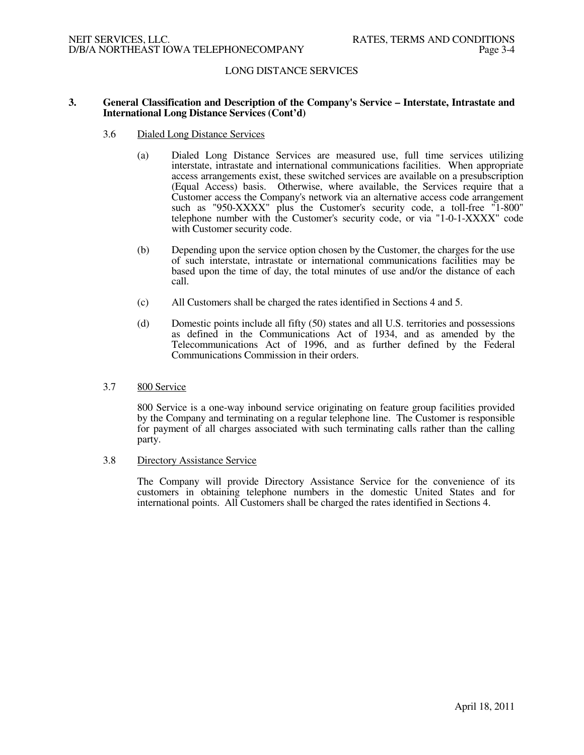## LONG DISTANCE SERVICES

**3. General Classification and Description of the Company's Service – Interstate, Intrastate and International Long Distance Services (Cont'd)**

3.6 Dialed Long Distance Services

(a) Dialed Long Distance Services are measured use, full time services utilizing interstate, intrastate and international communications facilities. When appropriate access arrangements exist, these switched services are available on a presubscription (Equal Access) basis. Otherwise, where available, the Services require that a Customer access the Company's network via an alternative access code arrangement such as "950-XXXX" plus the Customer's security code, a toll-free "1-800" telephone number with the Customer's security code, or via "1-0-1-XXXX" code with Customer security code.

(b) Depending upon the service option chosen by the Customer, the charges for the use of such interstate, intrastate or international communications facilities may be based upon the time of day, the total minutes of use and/or the distance of each call.

(c) All Customers shall be charged the rates identified in Sections 4 and 5.

(d) Domestic points include all fifty (50) states and all U.S. territories and possessions as defined in the Communications Act of 1934, and as amended by the Telecommunications Act of 1996, and as further defined by the Federal Communications Commission in their orders.

3.7 800 Service

800 Service is a one-way inbound service originating on feature group facilities provided by the Company and terminating on a regular telephone line. The Customer is responsible for payment of all charges associated with such terminating calls rather than the calling party.

3.8 Directory Assistance Service

The Company will provide Directory Assistance Service for the convenience of its customers in obtaining telephone numbers in the domestic United States and for international points. All Customers shall be charged the rates identified in Sections 4.

April 18, 2011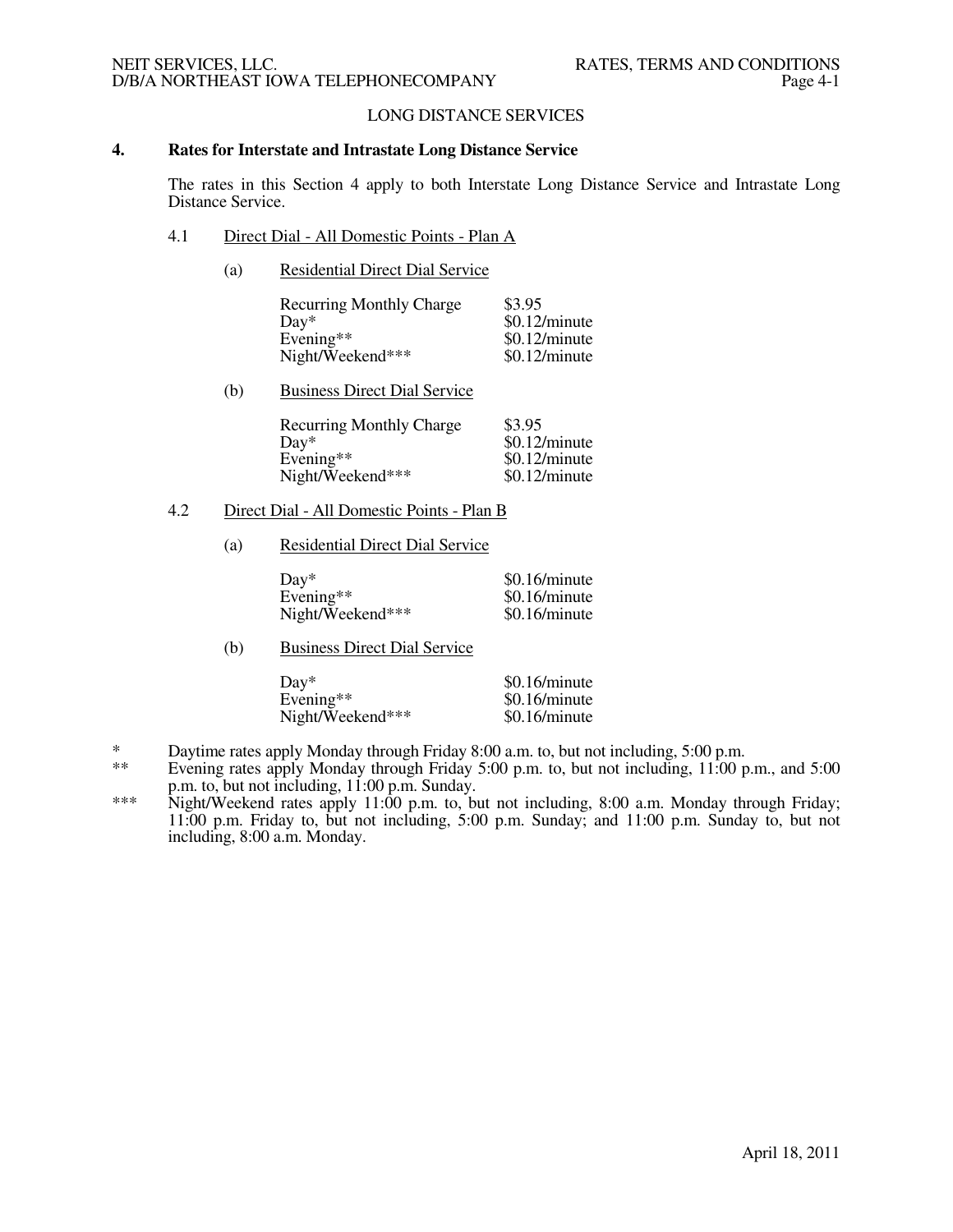LONG DISTANCE SERVICES

## 4. Rates for Interstate and Intrastate Long Distance Service

The rates in this Section 4 apply to both Interstate Long Distance Service and Intrastate Long Distance Service.

### 4.1 Direct Dial - All Domestic Points - Plan A

(a) Residential Direct Dial Service

| | |
|---|---|
| Recurring Monthly Charge | $3.95 |
| Day* | $0.12/minute |
| Evening** | $0.12/minute |
| Night/Weekend*** | $0.12/minute |

(b) Business Direct Dial Service

| | |
|---|---|
| Recurring Monthly Charge | $3.95 |
| Day* | $0.12/minute |
| Evening** | $0.12/minute |
| Night/Weekend*** | $0.12/minute |

### 4.2 Direct Dial - All Domestic Points - Plan B

(a) Residential Direct Dial Service

| | |
|---|---|
| Day* | $0.16/minute |
| Evening** | $0.16/minute |
| Night/Weekend*** | $0.16/minute |

(b) Business Direct Dial Service

| | |
|---|---|
| Day* | $0.16/minute |
| Evening** | $0.16/minute |
| Night/Weekend*** | $0.16/minute |

\* Daytime rates apply Monday through Friday 8:00 a.m. to, but not including, 5:00 p.m.

\** Evening rates apply Monday through Friday 5:00 p.m. to, but not including, 11:00 p.m., and 5:00 p.m. to, but not including, 11:00 p.m. Sunday.

\*** Night/Weekend rates apply 11:00 p.m. to, but not including, 8:00 a.m. Monday through Friday; 11:00 p.m. Friday to, but not including, 5:00 p.m. Sunday; and 11:00 p.m. Sunday to, but not including, 8:00 a.m. Monday.

April 18, 2011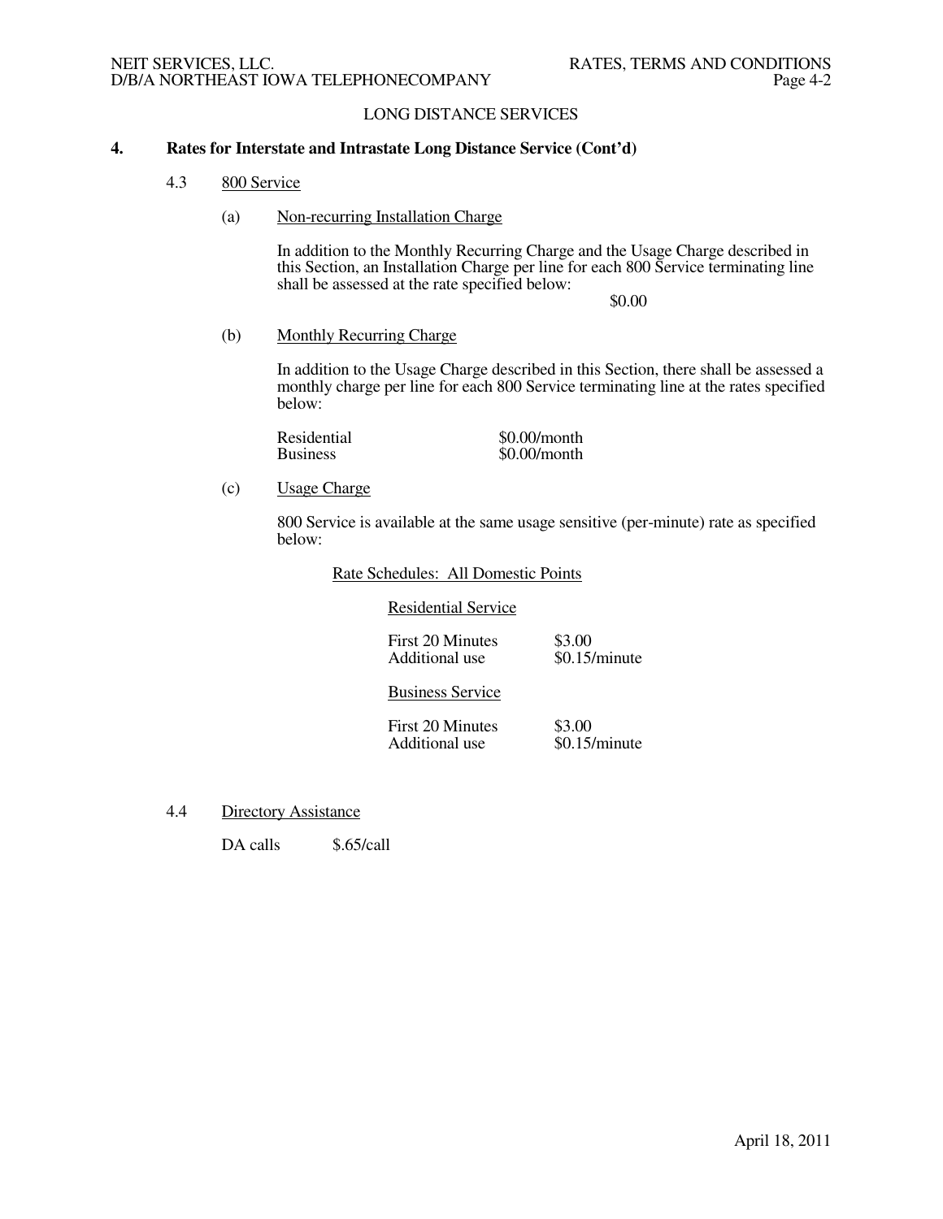## LONG DISTANCE SERVICES

### 4. Rates for Interstate and Intrastate Long Distance Service (Cont'd)

#### 4.3 800 Service

(a) Non-recurring Installation Charge

In addition to the Monthly Recurring Charge and the Usage Charge described in this Section, an Installation Charge per line for each 800 Service terminating line shall be assessed at the rate specified below:

$0.00

(b) Monthly Recurring Charge

In addition to the Usage Charge described in this Section, there shall be assessed a monthly charge per line for each 800 Service terminating line at the rates specified below:

| | |
|---|---|
| Residential | $0.00/month |
| Business | $0.00/month |

(c) Usage Charge

800 Service is available at the same usage sensitive (per-minute) rate as specified below:

Rate Schedules: All Domestic Points

Residential Service

| | |
|---|---|
| First 20 Minutes | $3.00 |
| Additional use | $0.15/minute |

Business Service

| | |
|---|---|
| First 20 Minutes | $3.00 |
| Additional use | $0.15/minute |

#### 4.4 Directory Assistance

| | |
|---|---|
| DA calls | $.65/call |

April 18, 2011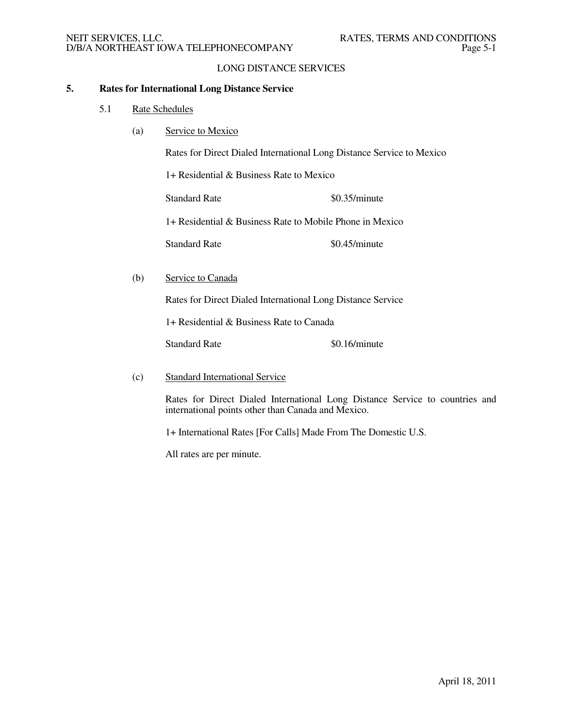LONG DISTANCE SERVICES

## 5. Rates for International Long Distance Service

### 5.1 Rate Schedules

(a) Service to Mexico

Rates for Direct Dialed International Long Distance Service to Mexico

1+ Residential & Business Rate to Mexico

| | |
|---|---|
| Standard Rate | $0.35/minute |

1+ Residential & Business Rate to Mobile Phone in Mexico

| | |
|---|---|
| Standard Rate | $0.45/minute |

(b) Service to Canada

Rates for Direct Dialed International Long Distance Service

1+ Residential & Business Rate to Canada

| | |
|---|---|
| Standard Rate | $0.16/minute |

(c) Standard International Service

Rates for Direct Dialed International Long Distance Service to countries and international points other than Canada and Mexico.

1+ International Rates [For Calls] Made From The Domestic U.S.

All rates are per minute.

April 18, 2011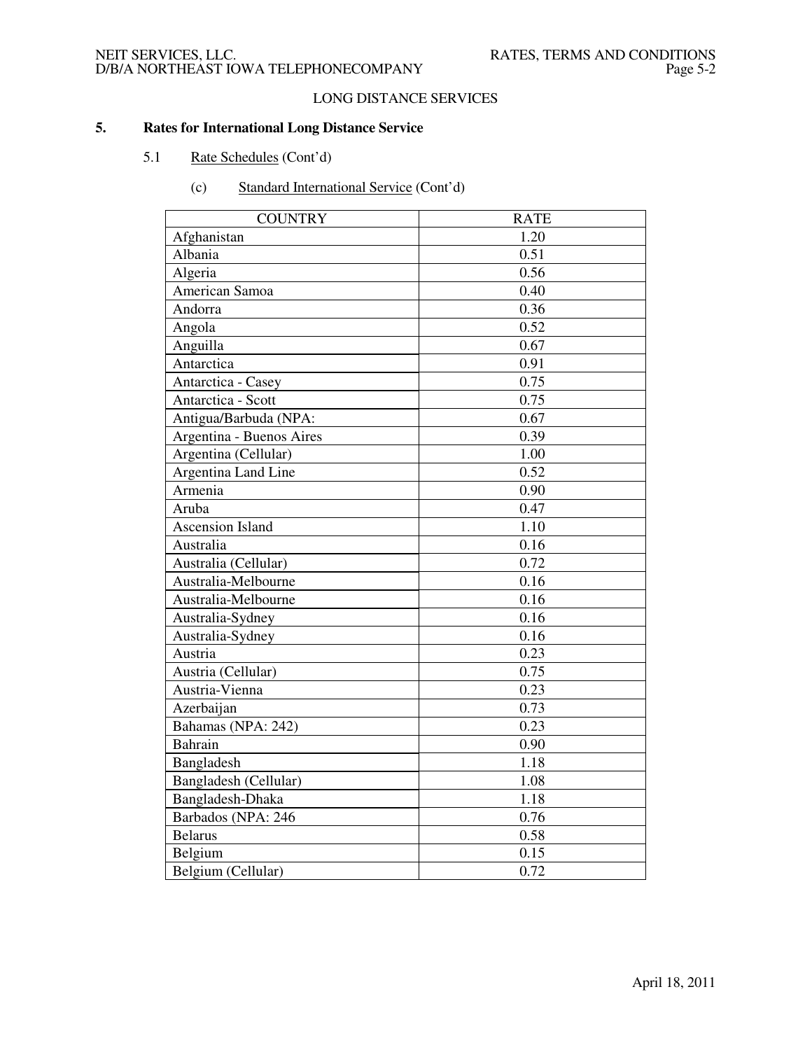## LONG DISTANCE SERVICES

### 5. Rates for International Long Distance Service

5.1 Rate Schedules (Cont'd)

(c) Standard International Service (Cont'd)

| COUNTRY | RATE |
|---|---|
| Afghanistan | 1.20 |
| Albania | 0.51 |
| Algeria | 0.56 |
| American Samoa | 0.40 |
| Andorra | 0.36 |
| Angola | 0.52 |
| Anguilla | 0.67 |
| Antarctica | 0.91 |
| Antarctica - Casey | 0.75 |
| Antarctica - Scott | 0.75 |
| Antigua/Barbuda (NPA: | 0.67 |
| Argentina - Buenos Aires | 0.39 |
| Argentina (Cellular) | 1.00 |
| Argentina Land Line | 0.52 |
| Armenia | 0.90 |
| Aruba | 0.47 |
| Ascension Island | 1.10 |
| Australia | 0.16 |
| Australia (Cellular) | 0.72 |
| Australia-Melbourne | 0.16 |
| Australia-Melbourne | 0.16 |
| Australia-Sydney | 0.16 |
| Australia-Sydney | 0.16 |
| Austria | 0.23 |
| Austria (Cellular) | 0.75 |
| Austria-Vienna | 0.23 |
| Azerbaijan | 0.73 |
| Bahamas (NPA: 242) | 0.23 |
| Bahrain | 0.90 |
| Bangladesh | 1.18 |
| Bangladesh (Cellular) | 1.08 |
| Bangladesh-Dhaka | 1.18 |
| Barbados (NPA: 246 | 0.76 |
| Belarus | 0.58 |
| Belgium | 0.15 |
| Belgium (Cellular) | 0.72 |

April 18, 2011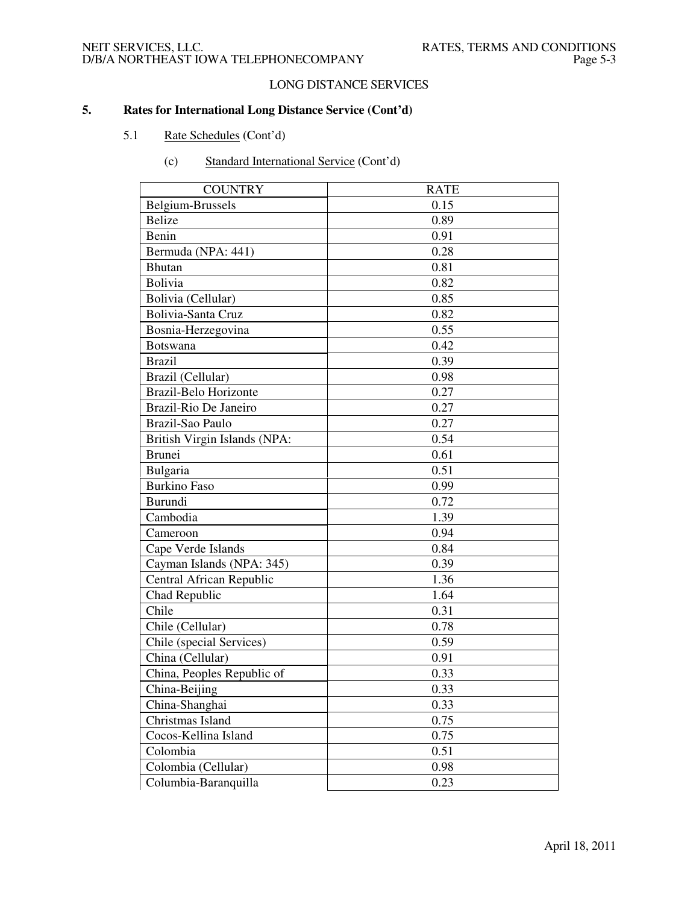## LONG DISTANCE SERVICES

### 5. Rates for International Long Distance Service (Cont'd)

5.1 Rate Schedules (Cont'd)

(c) Standard International Service (Cont'd)

| COUNTRY | RATE |
|---|---|
| Belgium-Brussels | 0.15 |
| Belize | 0.89 |
| Benin | 0.91 |
| Bermuda (NPA: 441) | 0.28 |
| Bhutan | 0.81 |
| Bolivia | 0.82 |
| Bolivia (Cellular) | 0.85 |
| Bolivia-Santa Cruz | 0.82 |
| Bosnia-Herzegovina | 0.55 |
| Botswana | 0.42 |
| Brazil | 0.39 |
| Brazil (Cellular) | 0.98 |
| Brazil-Belo Horizonte | 0.27 |
| Brazil-Rio De Janeiro | 0.27 |
| Brazil-Sao Paulo | 0.27 |
| British Virgin Islands (NPA: | 0.54 |
| Brunei | 0.61 |
| Bulgaria | 0.51 |
| Burkino Faso | 0.99 |
| Burundi | 0.72 |
| Cambodia | 1.39 |
| Cameroon | 0.94 |
| Cape Verde Islands | 0.84 |
| Cayman Islands (NPA: 345) | 0.39 |
| Central African Republic | 1.36 |
| Chad Republic | 1.64 |
| Chile | 0.31 |
| Chile (Cellular) | 0.78 |
| Chile (special Services) | 0.59 |
| China (Cellular) | 0.91 |
| China, Peoples Republic of | 0.33 |
| China-Beijing | 0.33 |
| China-Shanghai | 0.33 |
| Christmas Island | 0.75 |
| Cocos-Kellina Island | 0.75 |
| Colombia | 0.51 |
| Colombia (Cellular) | 0.98 |
| Columbia-Baranquilla | 0.23 |

April 18, 2011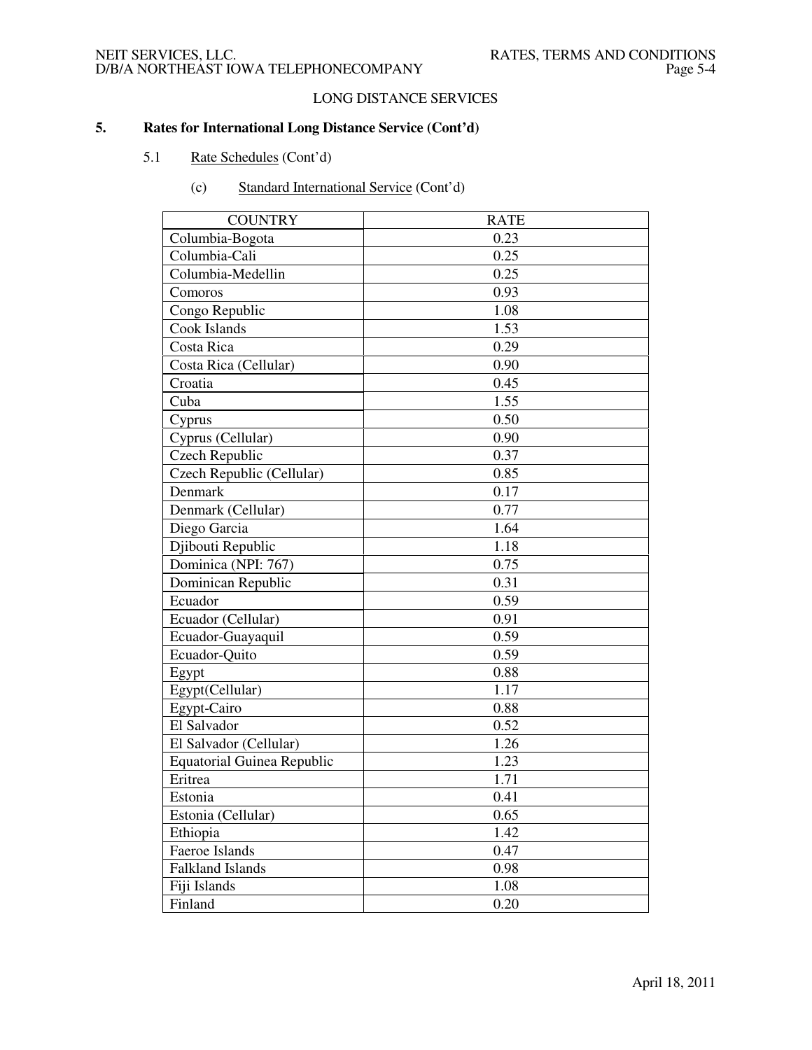LONG DISTANCE SERVICES

## 5. Rates for International Long Distance Service (Cont'd)

### 5.1 Rate Schedules (Cont'd)

#### (c) Standard International Service (Cont'd)

| COUNTRY | RATE |
| --- | --- |
| Columbia-Bogota | 0.23 |
| Columbia-Cali | 0.25 |
| Columbia-Medellin | 0.25 |
| Comoros | 0.93 |
| Congo Republic | 1.08 |
| Cook Islands | 1.53 |
| Costa Rica | 0.29 |
| Costa Rica (Cellular) | 0.90 |
| Croatia | 0.45 |
| Cuba | 1.55 |
| Cyprus | 0.50 |
| Cyprus (Cellular) | 0.90 |
| Czech Republic | 0.37 |
| Czech Republic (Cellular) | 0.85 |
| Denmark | 0.17 |
| Denmark (Cellular) | 0.77 |
| Diego Garcia | 1.64 |
| Djibouti Republic | 1.18 |
| Dominica (NPI: 767) | 0.75 |
| Dominican Republic | 0.31 |
| Ecuador | 0.59 |
| Ecuador (Cellular) | 0.91 |
| Ecuador-Guayaquil | 0.59 |
| Ecuador-Quito | 0.59 |
| Egypt | 0.88 |
| Egypt(Cellular) | 1.17 |
| Egypt-Cairo | 0.88 |
| El Salvador | 0.52 |
| El Salvador (Cellular) | 1.26 |
| Equatorial Guinea Republic | 1.23 |
| Eritrea | 1.71 |
| Estonia | 0.41 |
| Estonia (Cellular) | 0.65 |
| Ethiopia | 1.42 |
| Faeroe Islands | 0.47 |
| Falkland Islands | 0.98 |
| Fiji Islands | 1.08 |
| Finland | 0.20 |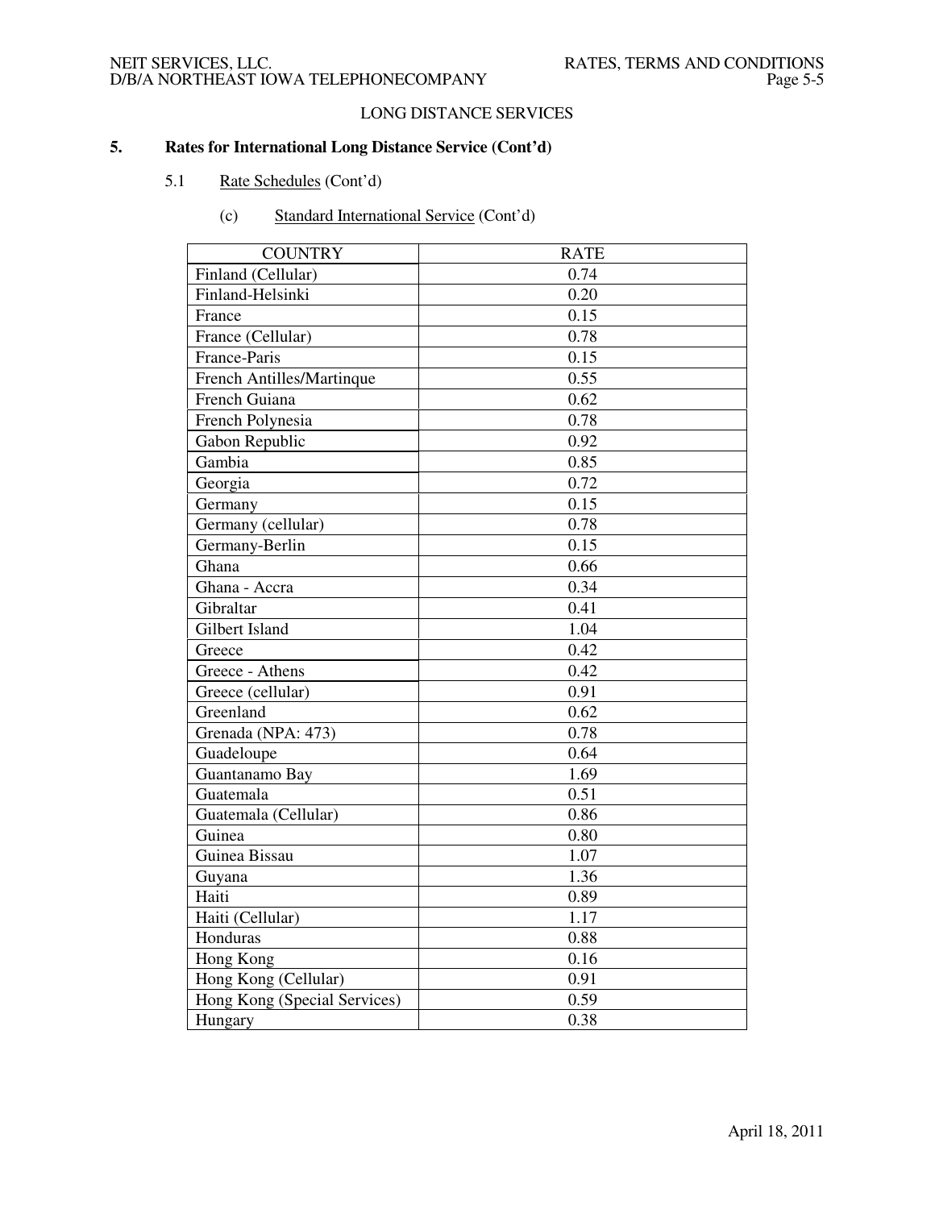LONG DISTANCE SERVICES

## 5. Rates for International Long Distance Service (Cont'd)

### 5.1 Rate Schedules (Cont'd)

#### (c) Standard International Service (Cont'd)

| COUNTRY | RATE |
|---|---|
| Finland (Cellular) | 0.74 |
| Finland-Helsinki | 0.20 |
| France | 0.15 |
| France (Cellular) | 0.78 |
| France-Paris | 0.15 |
| French Antilles/Martinque | 0.55 |
| French Guiana | 0.62 |
| French Polynesia | 0.78 |
| Gabon Republic | 0.92 |
| Gambia | 0.85 |
| Georgia | 0.72 |
| Germany | 0.15 |
| Germany (cellular) | 0.78 |
| Germany-Berlin | 0.15 |
| Ghana | 0.66 |
| Ghana - Accra | 0.34 |
| Gibraltar | 0.41 |
| Gilbert Island | 1.04 |
| Greece | 0.42 |
| Greece - Athens | 0.42 |
| Greece (cellular) | 0.91 |
| Greenland | 0.62 |
| Grenada (NPA: 473) | 0.78 |
| Guadeloupe | 0.64 |
| Guantanamo Bay | 1.69 |
| Guatemala | 0.51 |
| Guatemala (Cellular) | 0.86 |
| Guinea | 0.80 |
| Guinea Bissau | 1.07 |
| Guyana | 1.36 |
| Haiti | 0.89 |
| Haiti (Cellular) | 1.17 |
| Honduras | 0.88 |
| Hong Kong | 0.16 |
| Hong Kong (Cellular) | 0.91 |
| Hong Kong (Special Services) | 0.59 |
| Hungary | 0.38 |

April 18, 2011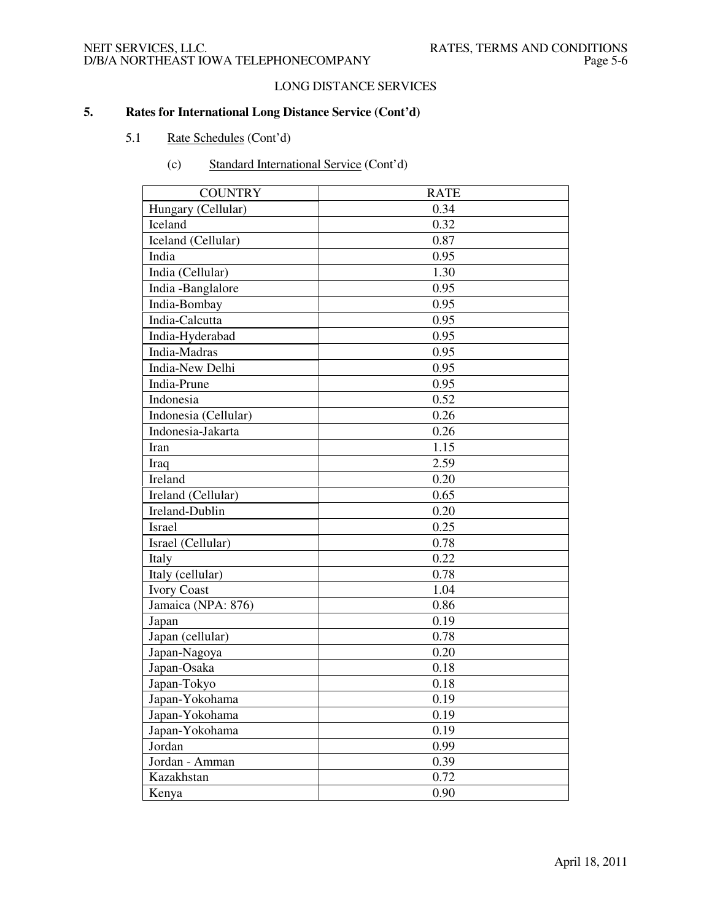LONG DISTANCE SERVICES

## 5. Rates for International Long Distance Service (Cont'd)

### 5.1 Rate Schedules (Cont'd)

#### (c) Standard International Service (Cont'd)

| COUNTRY | RATE |
|---|---|
| Hungary (Cellular) | 0.34 |
| Iceland | 0.32 |
| Iceland (Cellular) | 0.87 |
| India | 0.95 |
| India (Cellular) | 1.30 |
| India -Banglalore | 0.95 |
| India-Bombay | 0.95 |
| India-Calcutta | 0.95 |
| India-Hyderabad | 0.95 |
| India-Madras | 0.95 |
| India-New Delhi | 0.95 |
| India-Prune | 0.95 |
| Indonesia | 0.52 |
| Indonesia (Cellular) | 0.26 |
| Indonesia-Jakarta | 0.26 |
| Iran | 1.15 |
| Iraq | 2.59 |
| Ireland | 0.20 |
| Ireland (Cellular) | 0.65 |
| Ireland-Dublin | 0.20 |
| Israel | 0.25 |
| Israel (Cellular) | 0.78 |
| Italy | 0.22 |
| Italy (cellular) | 0.78 |
| Ivory Coast | 1.04 |
| Jamaica (NPA: 876) | 0.86 |
| Japan | 0.19 |
| Japan (cellular) | 0.78 |
| Japan-Nagoya | 0.20 |
| Japan-Osaka | 0.18 |
| Japan-Tokyo | 0.18 |
| Japan-Yokohama | 0.19 |
| Japan-Yokohama | 0.19 |
| Japan-Yokohama | 0.19 |
| Jordan | 0.99 |
| Jordan - Amman | 0.39 |
| Kazakhstan | 0.72 |
| Kenya | 0.90 |

April 18, 2011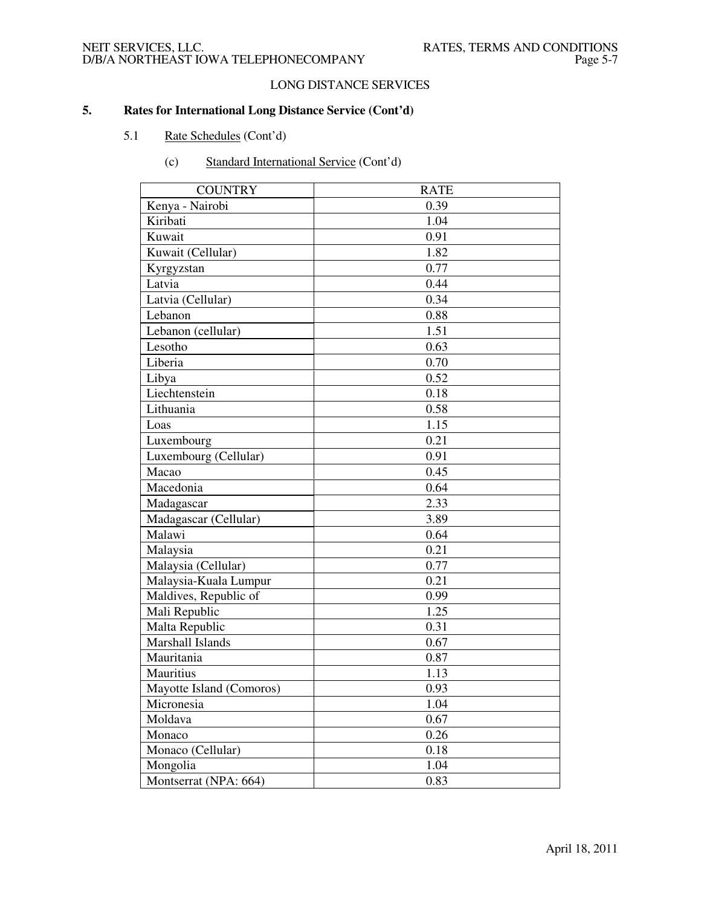## LONG DISTANCE SERVICES

### 5. Rates for International Long Distance Service (Cont'd)

#### 5.1 Rate Schedules (Cont'd)

(c) Standard International Service (Cont'd)

| COUNTRY | RATE |
|---|---|
| Kenya - Nairobi | 0.39 |
| Kiribati | 1.04 |
| Kuwait | 0.91 |
| Kuwait (Cellular) | 1.82 |
| Kyrgyzstan | 0.77 |
| Latvia | 0.44 |
| Latvia (Cellular) | 0.34 |
| Lebanon | 0.88 |
| Lebanon (cellular) | 1.51 |
| Lesotho | 0.63 |
| Liberia | 0.70 |
| Libya | 0.52 |
| Liechtenstein | 0.18 |
| Lithuania | 0.58 |
| Loas | 1.15 |
| Luxembourg | 0.21 |
| Luxembourg (Cellular) | 0.91 |
| Macao | 0.45 |
| Macedonia | 0.64 |
| Madagascar | 2.33 |
| Madagascar (Cellular) | 3.89 |
| Malawi | 0.64 |
| Malaysia | 0.21 |
| Malaysia (Cellular) | 0.77 |
| Malaysia-Kuala Lumpur | 0.21 |
| Maldives, Republic of | 0.99 |
| Mali Republic | 1.25 |
| Malta Republic | 0.31 |
| Marshall Islands | 0.67 |
| Mauritania | 0.87 |
| Mauritius | 1.13 |
| Mayotte Island (Comoros) | 0.93 |
| Micronesia | 1.04 |
| Moldava | 0.67 |
| Monaco | 0.26 |
| Monaco (Cellular) | 0.18 |
| Mongolia | 1.04 |
| Montserrat (NPA: 664) | 0.83 |

April 18, 2011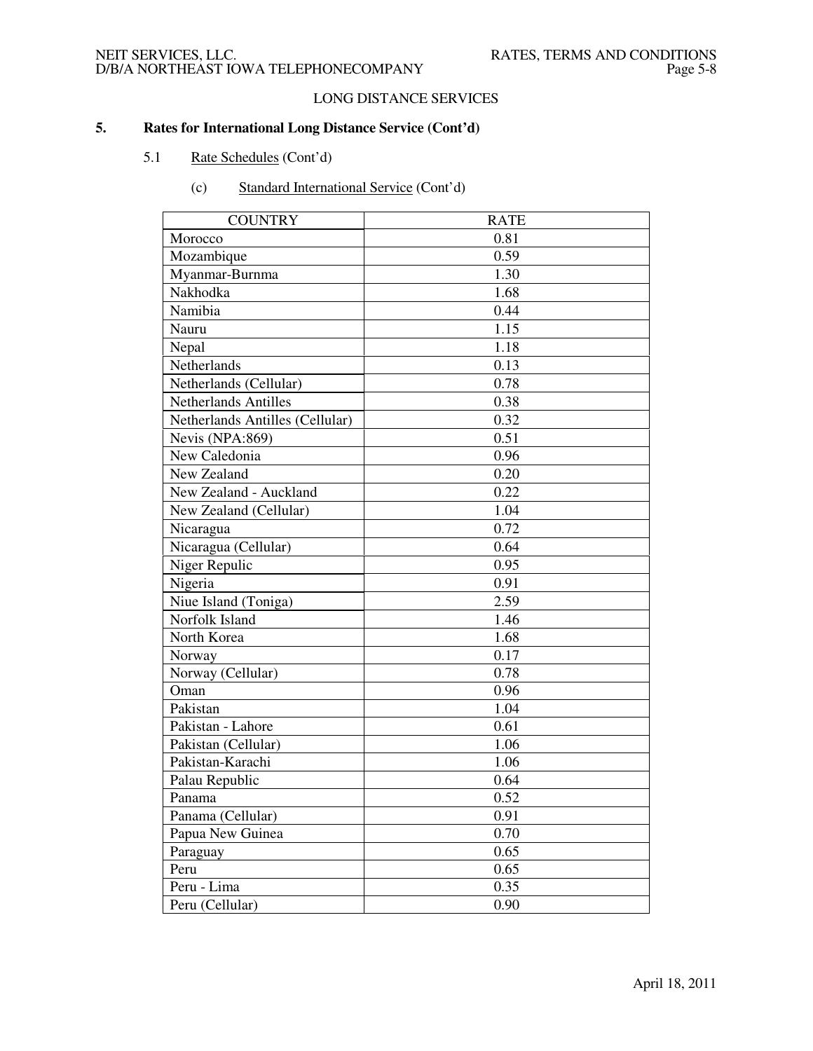LONG DISTANCE SERVICES

**5. Rates for International Long Distance Service (Cont'd)**

5.1 Rate Schedules (Cont'd)

(c) Standard International Service (Cont'd)

| COUNTRY | RATE |
|---|---|
| Morocco | 0.81 |
| Mozambique | 0.59 |
| Myanmar-Burnma | 1.30 |
| Nakhodka | 1.68 |
| Namibia | 0.44 |
| Nauru | 1.15 |
| Nepal | 1.18 |
| Netherlands | 0.13 |
| Netherlands (Cellular) | 0.78 |
| Netherlands Antilles | 0.38 |
| Netherlands Antilles (Cellular) | 0.32 |
| Nevis (NPA:869) | 0.51 |
| New Caledonia | 0.96 |
| New Zealand | 0.20 |
| New Zealand - Auckland | 0.22 |
| New Zealand (Cellular) | 1.04 |
| Nicaragua | 0.72 |
| Nicaragua (Cellular) | 0.64 |
| Niger Repulic | 0.95 |
| Nigeria | 0.91 |
| Niue Island (Toniga) | 2.59 |
| Norfolk Island | 1.46 |
| North Korea | 1.68 |
| Norway | 0.17 |
| Norway (Cellular) | 0.78 |
| Oman | 0.96 |
| Pakistan | 1.04 |
| Pakistan - Lahore | 0.61 |
| Pakistan (Cellular) | 1.06 |
| Pakistan-Karachi | 1.06 |
| Palau Republic | 0.64 |
| Panama | 0.52 |
| Panama (Cellular) | 0.91 |
| Papua New Guinea | 0.70 |
| Paraguay | 0.65 |
| Peru | 0.65 |
| Peru - Lima | 0.35 |
| Peru (Cellular) | 0.90 |

April 18, 2011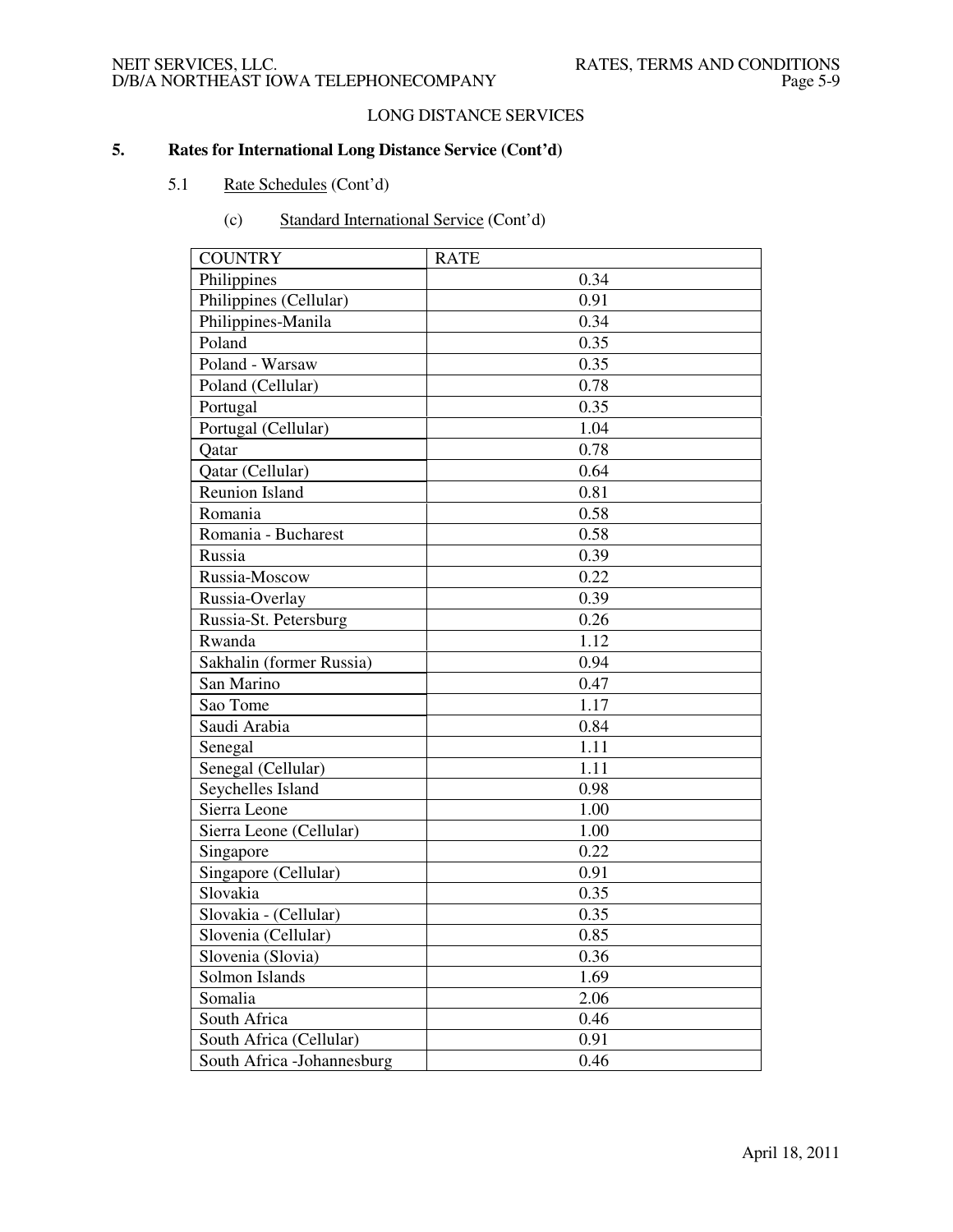LONG DISTANCE SERVICES

## 5. Rates for International Long Distance Service (Cont'd)

### 5.1 Rate Schedules (Cont'd)

#### (c) Standard International Service (Cont'd)

| COUNTRY | RATE |
|---|---|
| Philippines | 0.34 |
| Philippines (Cellular) | 0.91 |
| Philippines-Manila | 0.34 |
| Poland | 0.35 |
| Poland - Warsaw | 0.35 |
| Poland (Cellular) | 0.78 |
| Portugal | 0.35 |
| Portugal (Cellular) | 1.04 |
| Qatar | 0.78 |
| Qatar (Cellular) | 0.64 |
| Reunion Island | 0.81 |
| Romania | 0.58 |
| Romania - Bucharest | 0.58 |
| Russia | 0.39 |
| Russia-Moscow | 0.22 |
| Russia-Overlay | 0.39 |
| Russia-St. Petersburg | 0.26 |
| Rwanda | 1.12 |
| Sakhalin (former Russia) | 0.94 |
| San Marino | 0.47 |
| Sao Tome | 1.17 |
| Saudi Arabia | 0.84 |
| Senegal | 1.11 |
| Senegal (Cellular) | 1.11 |
| Seychelles Island | 0.98 |
| Sierra Leone | 1.00 |
| Sierra Leone (Cellular) | 1.00 |
| Singapore | 0.22 |
| Singapore (Cellular) | 0.91 |
| Slovakia | 0.35 |
| Slovakia - (Cellular) | 0.35 |
| Slovenia (Cellular) | 0.85 |
| Slovenia (Slovia) | 0.36 |
| Solmon Islands | 1.69 |
| Somalia | 2.06 |
| South Africa | 0.46 |
| South Africa (Cellular) | 0.91 |
| South Africa -Johannesburg | 0.46 |

April 18, 2011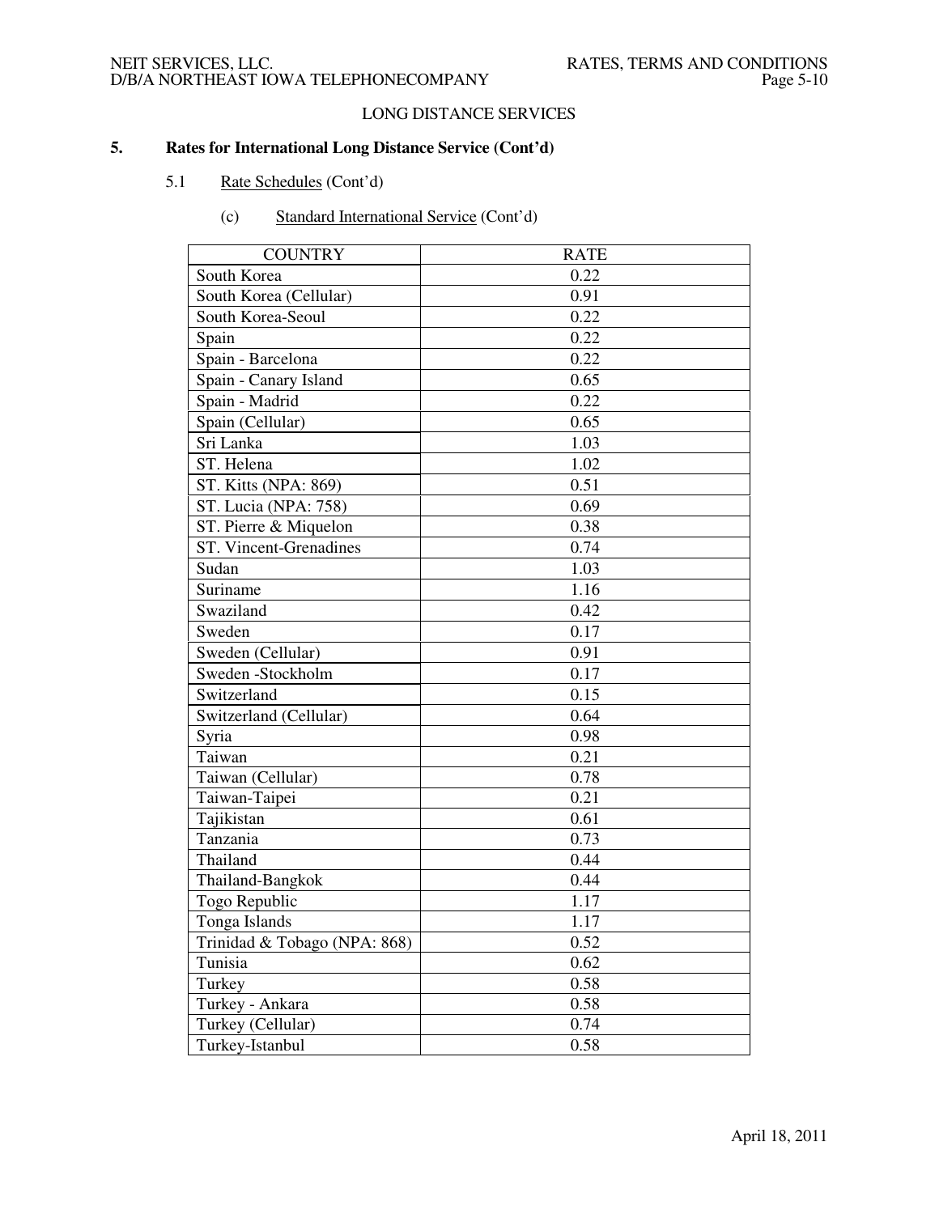## LONG DISTANCE SERVICES

### 5. Rates for International Long Distance Service (Cont'd)

5.1 Rate Schedules (Cont'd)

(c) Standard International Service (Cont'd)

| COUNTRY | RATE |
|---|---|
| South Korea | 0.22 |
| South Korea (Cellular) | 0.91 |
| South Korea-Seoul | 0.22 |
| Spain | 0.22 |
| Spain - Barcelona | 0.22 |
| Spain - Canary Island | 0.65 |
| Spain - Madrid | 0.22 |
| Spain (Cellular) | 0.65 |
| Sri Lanka | 1.03 |
| ST. Helena | 1.02 |
| ST. Kitts (NPA: 869) | 0.51 |
| ST. Lucia (NPA: 758) | 0.69 |
| ST. Pierre & Miquelon | 0.38 |
| ST. Vincent-Grenadines | 0.74 |
| Sudan | 1.03 |
| Suriname | 1.16 |
| Swaziland | 0.42 |
| Sweden | 0.17 |
| Sweden (Cellular) | 0.91 |
| Sweden -Stockholm | 0.17 |
| Switzerland | 0.15 |
| Switzerland (Cellular) | 0.64 |
| Syria | 0.98 |
| Taiwan | 0.21 |
| Taiwan (Cellular) | 0.78 |
| Taiwan-Taipei | 0.21 |
| Tajikistan | 0.61 |
| Tanzania | 0.73 |
| Thailand | 0.44 |
| Thailand-Bangkok | 0.44 |
| Togo Republic | 1.17 |
| Tonga Islands | 1.17 |
| Trinidad & Tobago (NPA: 868) | 0.52 |
| Tunisia | 0.62 |
| Turkey | 0.58 |
| Turkey - Ankara | 0.58 |
| Turkey (Cellular) | 0.74 |
| Turkey-Istanbul | 0.58 |

April 18, 2011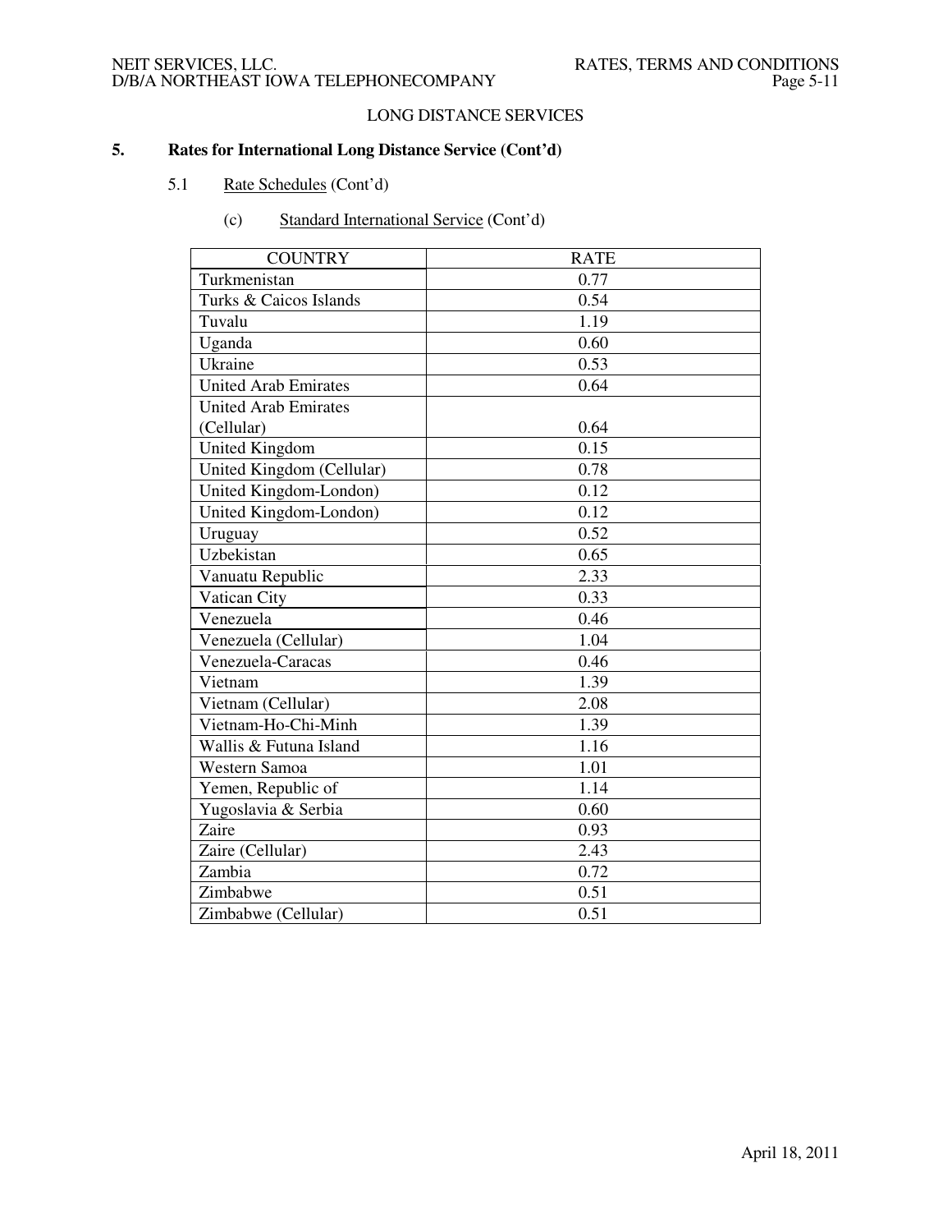## LONG DISTANCE SERVICES

### 5. Rates for International Long Distance Service (Cont'd)

5.1 Rate Schedules (Cont'd)

(c) Standard International Service (Cont'd)

| COUNTRY | RATE |
|---|---|
| Turkmenistan | 0.77 |
| Turks & Caicos Islands | 0.54 |
| Tuvalu | 1.19 |
| Uganda | 0.60 |
| Ukraine | 0.53 |
| United Arab Emirates | 0.64 |
| United Arab Emirates (Cellular) | 0.64 |
| United Kingdom | 0.15 |
| United Kingdom (Cellular) | 0.78 |
| United Kingdom-London) | 0.12 |
| United Kingdom-London) | 0.12 |
| Uruguay | 0.52 |
| Uzbekistan | 0.65 |
| Vanuatu Republic | 2.33 |
| Vatican City | 0.33 |
| Venezuela | 0.46 |
| Venezuela (Cellular) | 1.04 |
| Venezuela-Caracas | 0.46 |
| Vietnam | 1.39 |
| Vietnam (Cellular) | 2.08 |
| Vietnam-Ho-Chi-Minh | 1.39 |
| Wallis & Futuna Island | 1.16 |
| Western Samoa | 1.01 |
| Yemen, Republic of | 1.14 |
| Yugoslavia & Serbia | 0.60 |
| Zaire | 0.93 |
| Zaire (Cellular) | 2.43 |
| Zambia | 0.72 |
| Zimbabwe | 0.51 |
| Zimbabwe (Cellular) | 0.51 |

April 18, 2011